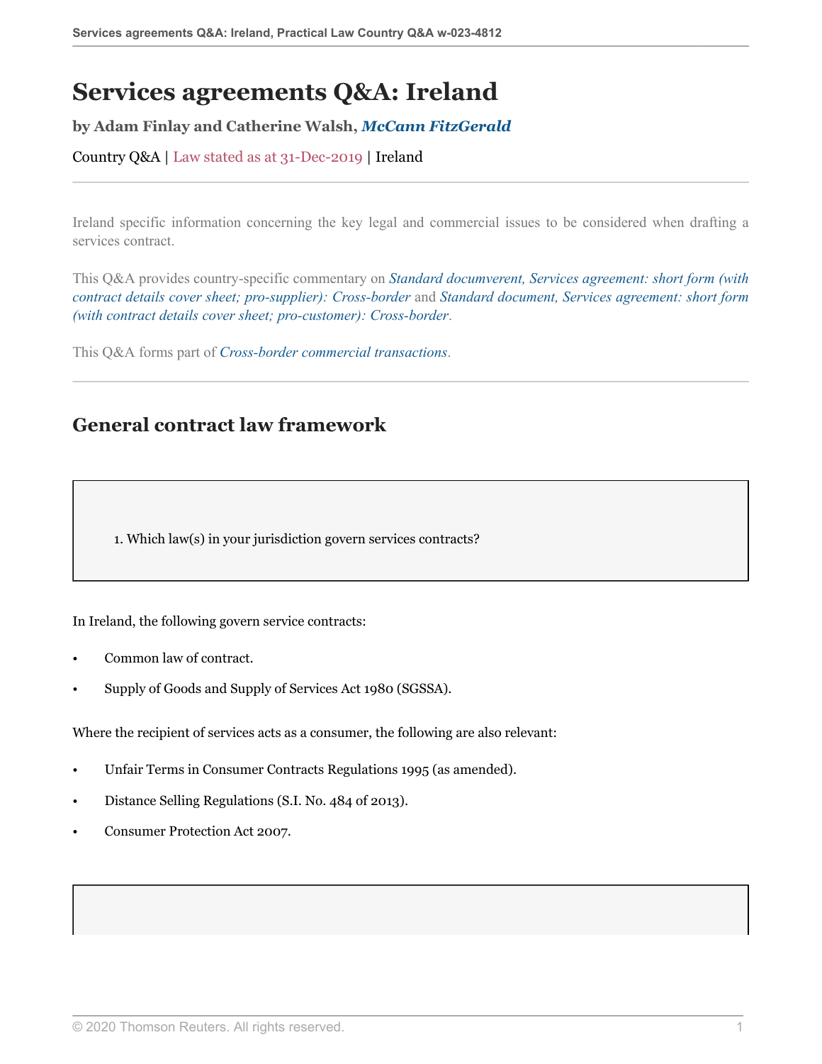# Services agreements Q&A: Ireland

**by Adam Finlay and Catherine Walsh, *McCann FitzGerald***

Country Q&A | Law stated as at 31-Dec-2019 | Ireland

Ireland specific information concerning the key legal and commercial issues to be considered when drafting a services contract.

This Q&A provides country-specific commentary on *Standard documverent, Services agreement: short form (with contract details cover sheet; pro-supplier): Cross-border* and *Standard document, Services agreement: short form (with contract details cover sheet; pro-customer): Cross-border*.

This Q&A forms part of *Cross-border commercial transactions*.

## General contract law framework

1. Which law(s) in your jurisdiction govern services contracts?

In Ireland, the following govern service contracts:

- Common law of contract.
- Supply of Goods and Supply of Services Act 1980 (SGSSA).

Where the recipient of services acts as a consumer, the following are also relevant:

- Unfair Terms in Consumer Contracts Regulations 1995 (as amended).
- Distance Selling Regulations (S.I. No. 484 of 2013).
- Consumer Protection Act 2007.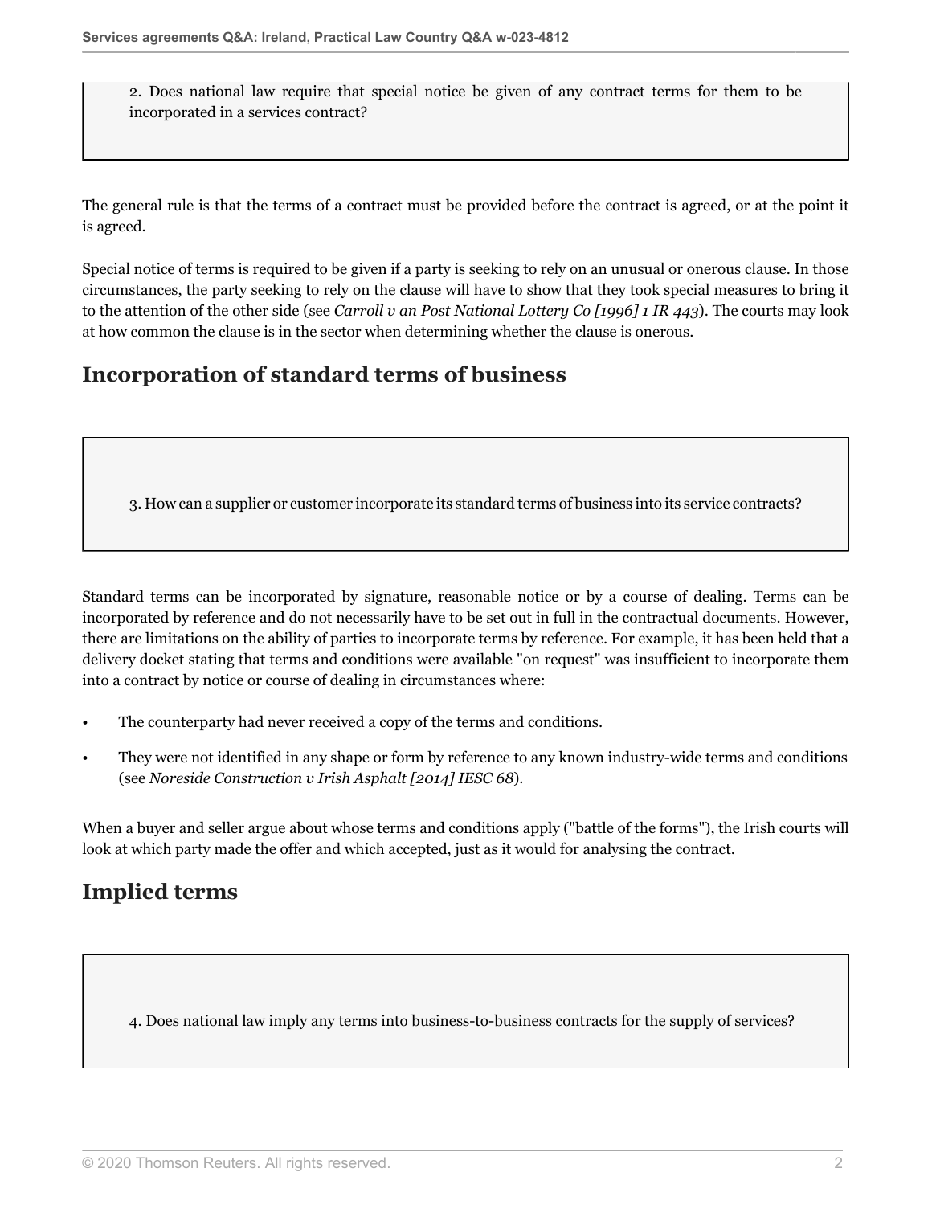2. Does national law require that special notice be given of any contract terms for them to be incorporated in a services contract?

The general rule is that the terms of a contract must be provided before the contract is agreed, or at the point it is agreed.

Special notice of terms is required to be given if a party is seeking to rely on an unusual or onerous clause. In those circumstances, the party seeking to rely on the clause will have to show that they took special measures to bring it to the attention of the other side (see *Carroll v an Post National Lottery Co [1996] 1 IR 443*). The courts may look at how common the clause is in the sector when determining whether the clause is onerous.

## Incorporation of standard terms of business

3. How can a supplier or customer incorporate its standard terms of business into its service contracts?

Standard terms can be incorporated by signature, reasonable notice or by a course of dealing. Terms can be incorporated by reference and do not necessarily have to be set out in full in the contractual documents. However, there are limitations on the ability of parties to incorporate terms by reference. For example, it has been held that a delivery docket stating that terms and conditions were available "on request" was insufficient to incorporate them into a contract by notice or course of dealing in circumstances where:

- The counterparty had never received a copy of the terms and conditions.
- They were not identified in any shape or form by reference to any known industry-wide terms and conditions (see *Noreside Construction v Irish Asphalt [2014] IESC 68*).

When a buyer and seller argue about whose terms and conditions apply ("battle of the forms"), the Irish courts will look at which party made the offer and which accepted, just as it would for analysing the contract.

## Implied terms

4. Does national law imply any terms into business-to-business contracts for the supply of services?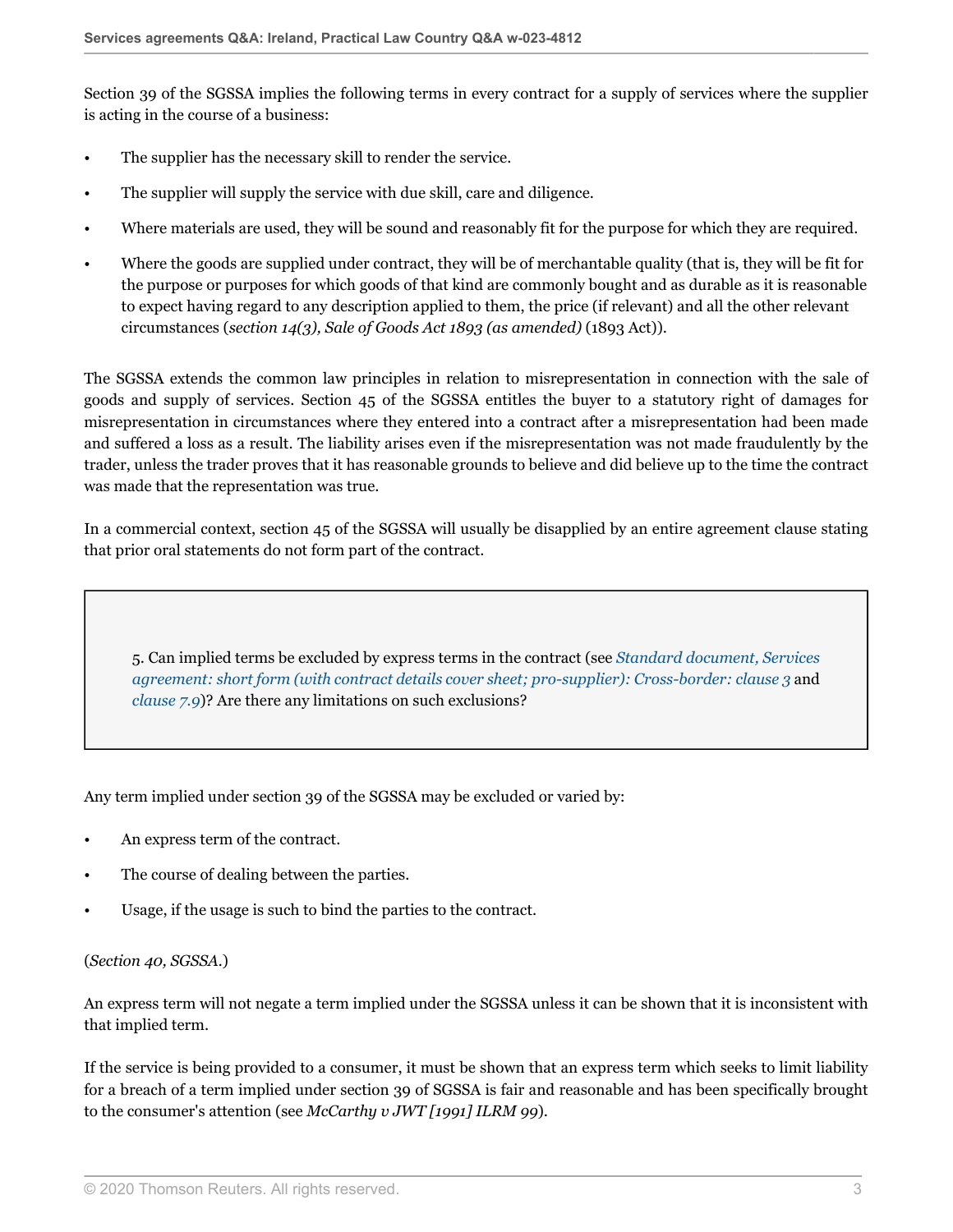Section 39 of the SGSSA implies the following terms in every contract for a supply of services where the supplier is acting in the course of a business:

- The supplier has the necessary skill to render the service.
- The supplier will supply the service with due skill, care and diligence.
- Where materials are used, they will be sound and reasonably fit for the purpose for which they are required.
- Where the goods are supplied under contract, they will be of merchantable quality (that is, they will be fit for the purpose or purposes for which goods of that kind are commonly bought and as durable as it is reasonable to expect having regard to any description applied to them, the price (if relevant) and all the other relevant circumstances (*section 14(3), Sale of Goods Act 1893 (as amended)* (1893 Act)).

The SGSSA extends the common law principles in relation to misrepresentation in connection with the sale of goods and supply of services. Section 45 of the SGSSA entitles the buyer to a statutory right of damages for misrepresentation in circumstances where they entered into a contract after a misrepresentation had been made and suffered a loss as a result. The liability arises even if the misrepresentation was not made fraudulently by the trader, unless the trader proves that it has reasonable grounds to believe and did believe up to the time the contract was made that the representation was true.

In a commercial context, section 45 of the SGSSA will usually be disapplied by an entire agreement clause stating that prior oral statements do not form part of the contract.

> 5. Can implied terms be excluded by express terms in the contract (see *Standard document, Services agreement: short form (with contract details cover sheet; pro-supplier): Cross-border: clause 3* and *clause 7.9*)? Are there any limitations on such exclusions?

Any term implied under section 39 of the SGSSA may be excluded or varied by:

- An express term of the contract.
- The course of dealing between the parties.
- Usage, if the usage is such to bind the parties to the contract.

(*Section 40, SGSSA*.)

An express term will not negate a term implied under the SGSSA unless it can be shown that it is inconsistent with that implied term.

If the service is being provided to a consumer, it must be shown that an express term which seeks to limit liability for a breach of a term implied under section 39 of SGSSA is fair and reasonable and has been specifically brought to the consumer's attention (see *McCarthy v JWT [1991] ILRM 99*).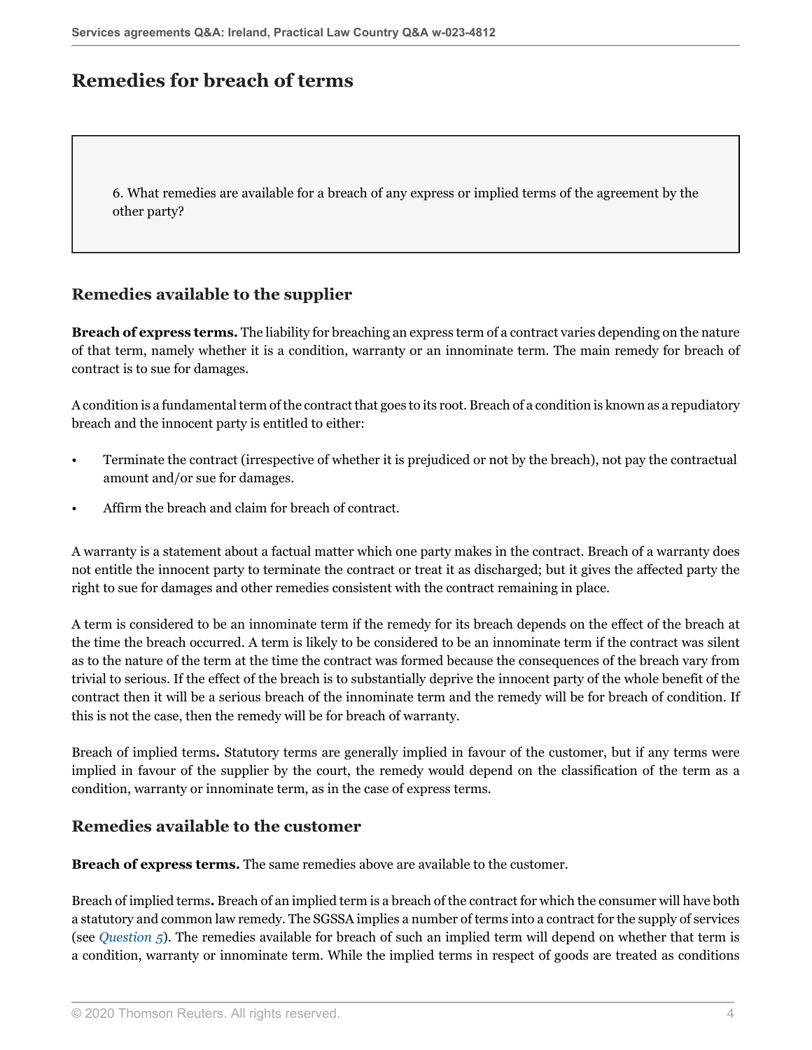# Remedies for breach of terms

> 6. What remedies are available for a breach of any express or implied terms of the agreement by the other party?

## Remedies available to the supplier

**Breach of express terms.** The liability for breaching an express term of a contract varies depending on the nature of that term, namely whether it is a condition, warranty or an innominate term. The main remedy for breach of contract is to sue for damages.

A condition is a fundamental term of the contract that goes to its root. Breach of a condition is known as a repudiatory breach and the innocent party is entitled to either:

- Terminate the contract (irrespective of whether it is prejudiced or not by the breach), not pay the contractual amount and/or sue for damages.
- Affirm the breach and claim for breach of contract.

A warranty is a statement about a factual matter which one party makes in the contract. Breach of a warranty does not entitle the innocent party to terminate the contract or treat it as discharged; but it gives the affected party the right to sue for damages and other remedies consistent with the contract remaining in place.

A term is considered to be an innominate term if the remedy for its breach depends on the effect of the breach at the time the breach occurred. A term is likely to be considered to be an innominate term if the contract was silent as to the nature of the term at the time the contract was formed because the consequences of the breach vary from trivial to serious. If the effect of the breach is to substantially deprive the innocent party of the whole benefit of the contract then it will be a serious breach of the innominate term and the remedy will be for breach of condition. If this is not the case, then the remedy will be for breach of warranty.

Breach of implied terms**.** Statutory terms are generally implied in favour of the customer, but if any terms were implied in favour of the supplier by the court, the remedy would depend on the classification of the term as a condition, warranty or innominate term, as in the case of express terms.

## Remedies available to the customer

**Breach of express terms.** The same remedies above are available to the customer.

Breach of implied terms**.** Breach of an implied term is a breach of the contract for which the consumer will have both a statutory and common law remedy. The SGSSA implies a number of terms into a contract for the supply of services (see *Question 5*). The remedies available for breach of such an implied term will depend on whether that term is a condition, warranty or innominate term. While the implied terms in respect of goods are treated as conditions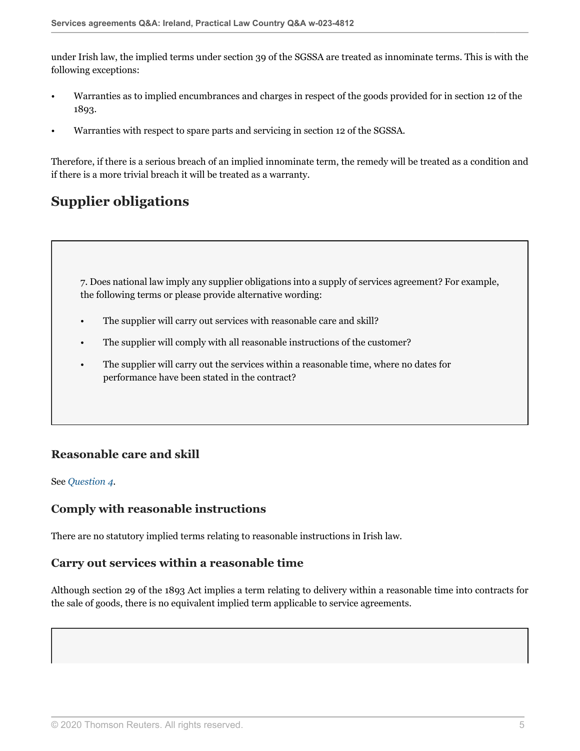under Irish law, the implied terms under section 39 of the SGSSA are treated as innominate terms. This is with the following exceptions:

- Warranties as to implied encumbrances and charges in respect of the goods provided for in section 12 of the 1893.
- Warranties with respect to spare parts and servicing in section 12 of the SGSSA.

Therefore, if there is a serious breach of an implied innominate term, the remedy will be treated as a condition and if there is a more trivial breach it will be treated as a warranty.

## Supplier obligations

7. Does national law imply any supplier obligations into a supply of services agreement? For example, the following terms or please provide alternative wording:

- The supplier will carry out services with reasonable care and skill?
- The supplier will comply with all reasonable instructions of the customer?
- The supplier will carry out the services within a reasonable time, where no dates for performance have been stated in the contract?

### Reasonable care and skill

See *Question 4*.

### Comply with reasonable instructions

There are no statutory implied terms relating to reasonable instructions in Irish law.

### Carry out services within a reasonable time

Although section 29 of the 1893 Act implies a term relating to delivery within a reasonable time into contracts for the sale of goods, there is no equivalent implied term applicable to service agreements.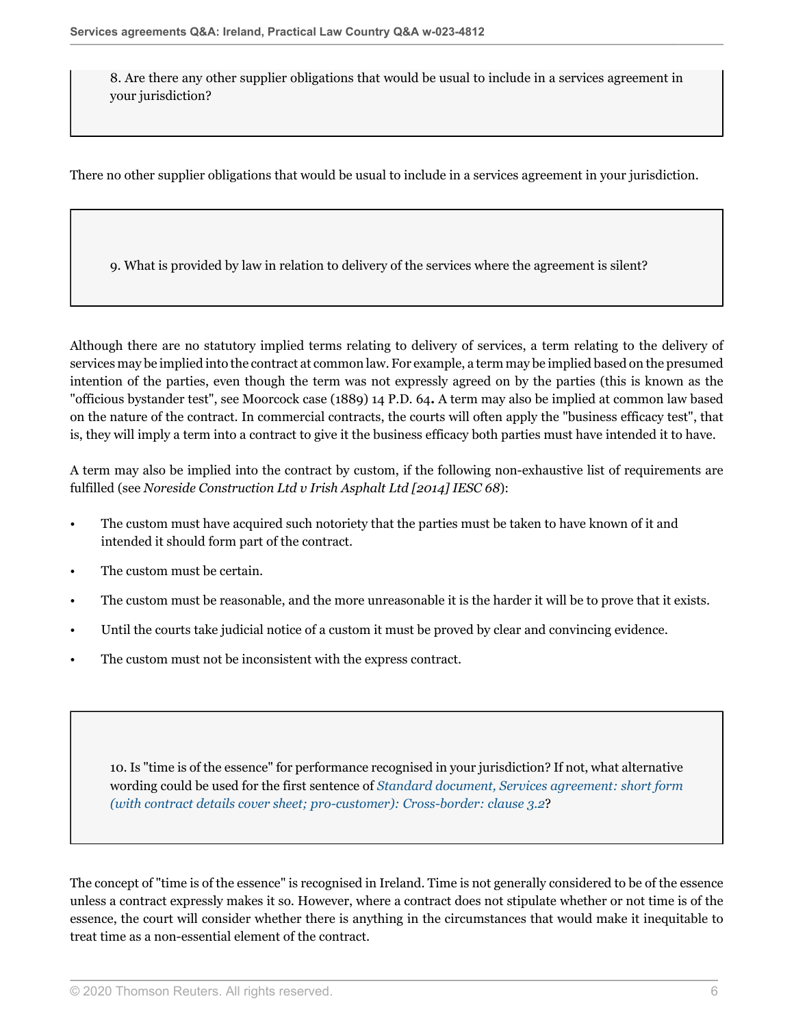**8. Are there any other supplier obligations that would be usual to include in a services agreement in your jurisdiction?**

There no other supplier obligations that would be usual to include in a services agreement in your jurisdiction.

**9. What is provided by law in relation to delivery of the services where the agreement is silent?**

Although there are no statutory implied terms relating to delivery of services, a term relating to the delivery of services may be implied into the contract at common law. For example, a term may be implied based on the presumed intention of the parties, even though the term was not expressly agreed on by the parties (this is known as the "officious bystander test", see Moorcock case (1889) 14 P.D. 64**.** A term may also be implied at common law based on the nature of the contract. In commercial contracts, the courts will often apply the "business efficacy test", that is, they will imply a term into a contract to give it the business efficacy both parties must have intended it to have.

A term may also be implied into the contract by custom, if the following non-exhaustive list of requirements are fulfilled (see *Noreside Construction Ltd v Irish Asphalt Ltd [2014] IESC 68*):

- The custom must have acquired such notoriety that the parties must be taken to have known of it and intended it should form part of the contract.
- The custom must be certain.
- The custom must be reasonable, and the more unreasonable it is the harder it will be to prove that it exists.
- Until the courts take judicial notice of a custom it must be proved by clear and convincing evidence.
- The custom must not be inconsistent with the express contract.

**10. Is "time is of the essence" for performance recognised in your jurisdiction? If not, what alternative wording could be used for the first sentence of *Standard document, Services agreement: short form (with contract details cover sheet; pro-customer): Cross-border: clause 3.2*?**

The concept of "time is of the essence" is recognised in Ireland. Time is not generally considered to be of the essence unless a contract expressly makes it so. However, where a contract does not stipulate whether or not time is of the essence, the court will consider whether there is anything in the circumstances that would make it inequitable to treat time as a non-essential element of the contract.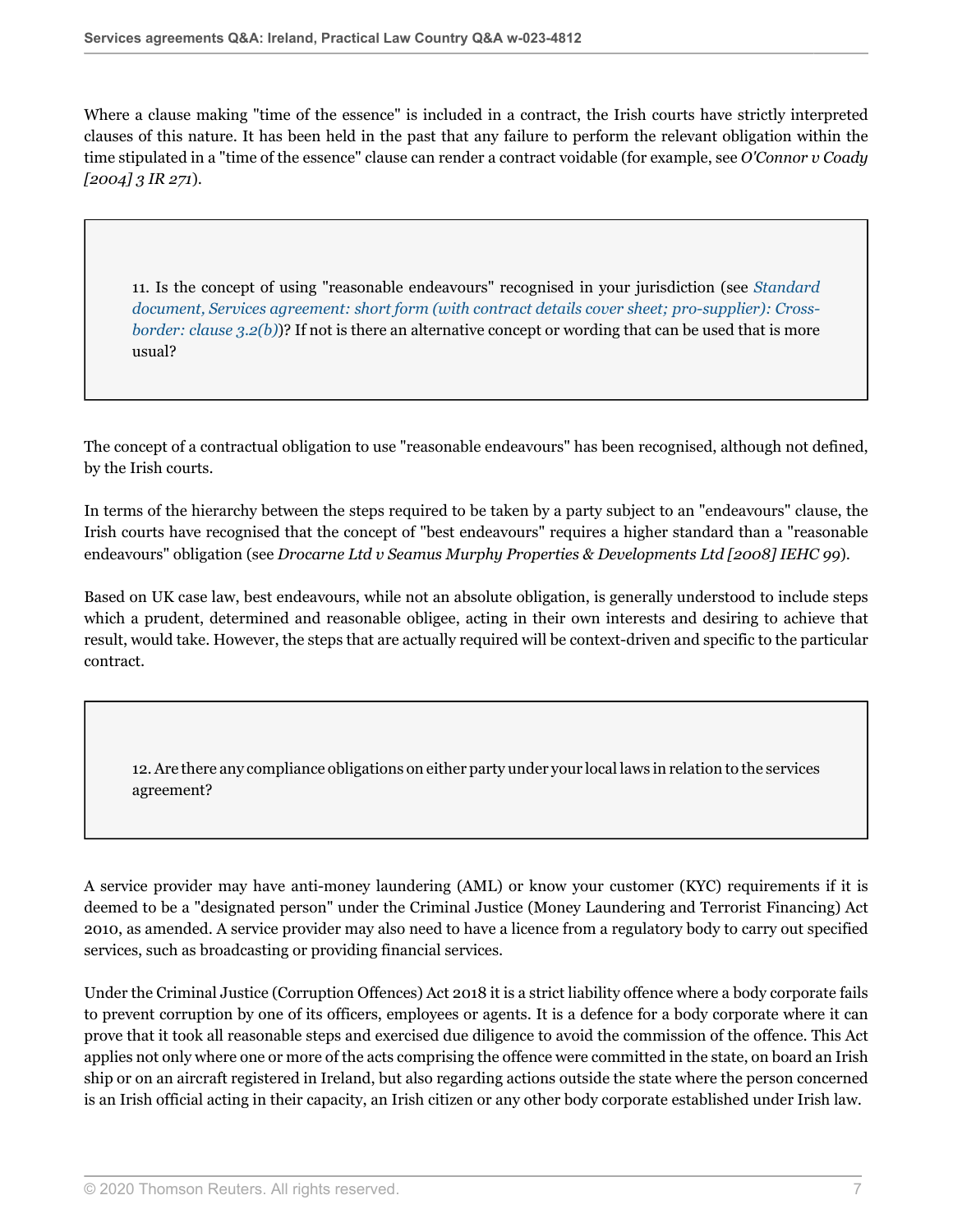Where a clause making "time of the essence" is included in a contract, the Irish courts have strictly interpreted clauses of this nature. It has been held in the past that any failure to perform the relevant obligation within the time stipulated in a "time of the essence" clause can render a contract voidable (for example, see *O'Connor v Coady [2004] 3 IR 271*).

**11. Is the concept of using "reasonable endeavours" recognised in your jurisdiction (see *Standard document, Services agreement: short form (with contract details cover sheet; pro-supplier): Cross-border: clause 3.2(b)*)? If not is there an alternative concept or wording that can be used that is more usual?**

The concept of a contractual obligation to use "reasonable endeavours" has been recognised, although not defined, by the Irish courts.

In terms of the hierarchy between the steps required to be taken by a party subject to an "endeavours" clause, the Irish courts have recognised that the concept of "best endeavours" requires a higher standard than a "reasonable endeavours" obligation (see *Drocarne Ltd v Seamus Murphy Properties & Developments Ltd [2008] IEHC 99*).

Based on UK case law, best endeavours, while not an absolute obligation, is generally understood to include steps which a prudent, determined and reasonable obligee, acting in their own interests and desiring to achieve that result, would take. However, the steps that are actually required will be context-driven and specific to the particular contract.

**12. Are there any compliance obligations on either party under your local laws in relation to the services agreement?**

A service provider may have anti-money laundering (AML) or know your customer (KYC) requirements if it is deemed to be a "designated person" under the Criminal Justice (Money Laundering and Terrorist Financing) Act 2010, as amended. A service provider may also need to have a licence from a regulatory body to carry out specified services, such as broadcasting or providing financial services.

Under the Criminal Justice (Corruption Offences) Act 2018 it is a strict liability offence where a body corporate fails to prevent corruption by one of its officers, employees or agents. It is a defence for a body corporate where it can prove that it took all reasonable steps and exercised due diligence to avoid the commission of the offence. This Act applies not only where one or more of the acts comprising the offence were committed in the state, on board an Irish ship or on an aircraft registered in Ireland, but also regarding actions outside the state where the person concerned is an Irish official acting in their capacity, an Irish citizen or any other body corporate established under Irish law.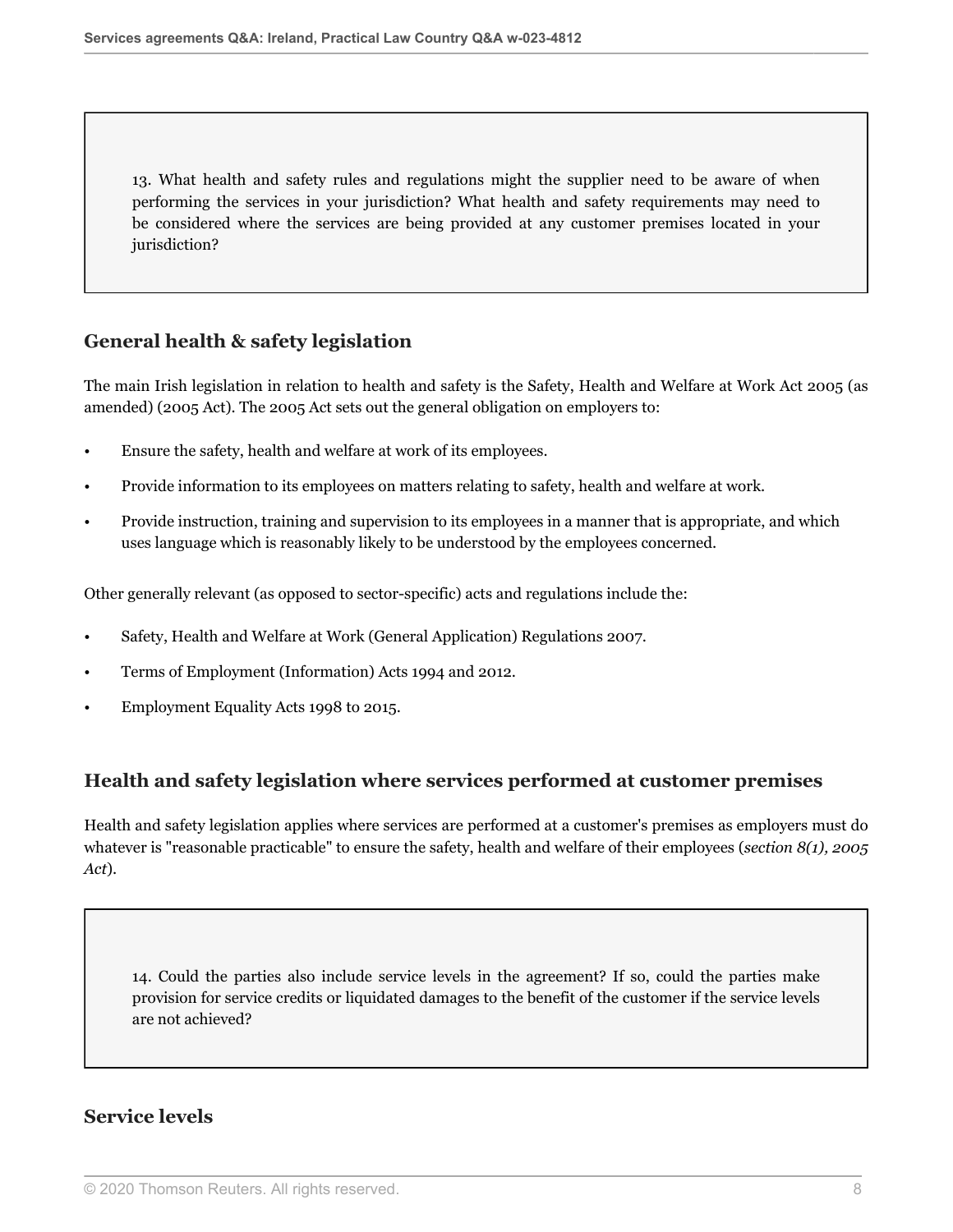13. What health and safety rules and regulations might the supplier need to be aware of when performing the services in your jurisdiction? What health and safety requirements may need to be considered where the services are being provided at any customer premises located in your jurisdiction?

## General health & safety legislation

The main Irish legislation in relation to health and safety is the Safety, Health and Welfare at Work Act 2005 (as amended) (2005 Act). The 2005 Act sets out the general obligation on employers to:

- Ensure the safety, health and welfare at work of its employees.
- Provide information to its employees on matters relating to safety, health and welfare at work.
- Provide instruction, training and supervision to its employees in a manner that is appropriate, and which uses language which is reasonably likely to be understood by the employees concerned.

Other generally relevant (as opposed to sector-specific) acts and regulations include the:

- Safety, Health and Welfare at Work (General Application) Regulations 2007.
- Terms of Employment (Information) Acts 1994 and 2012.
- Employment Equality Acts 1998 to 2015.

## Health and safety legislation where services performed at customer premises

Health and safety legislation applies where services are performed at a customer's premises as employers must do whatever is "reasonable practicable" to ensure the safety, health and welfare of their employees (*section 8(1), 2005 Act*).

14. Could the parties also include service levels in the agreement? If so, could the parties make provision for service credits or liquidated damages to the benefit of the customer if the service levels are not achieved?

## Service levels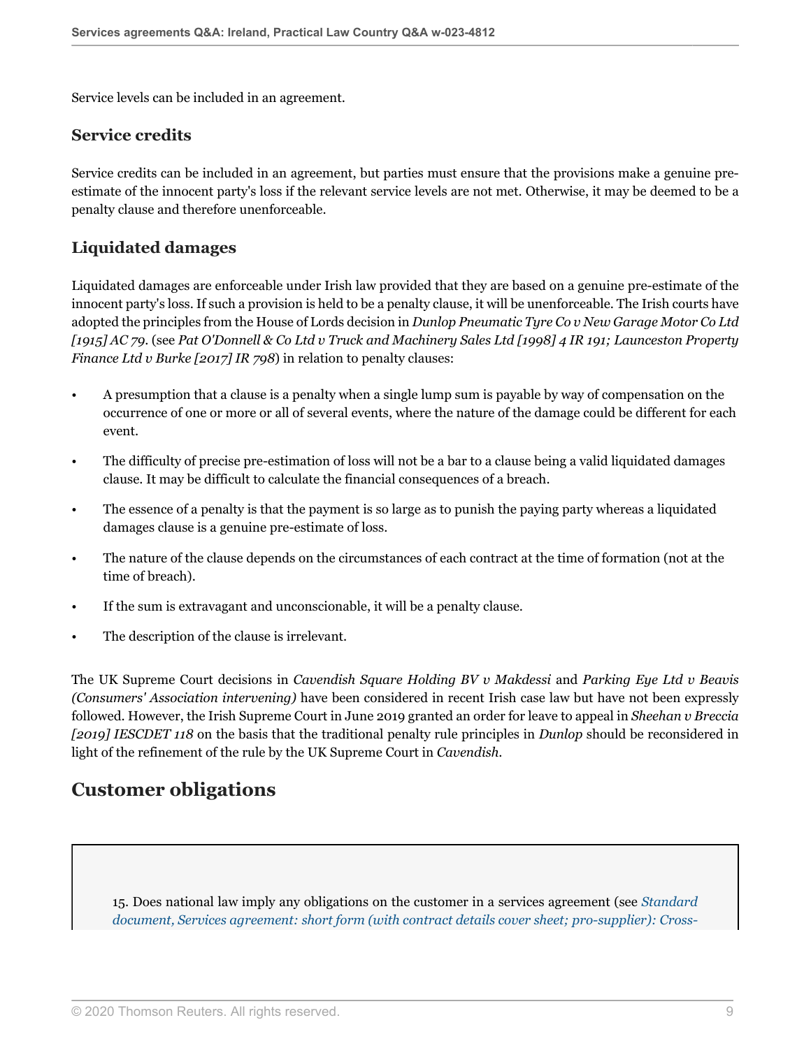Service levels can be included in an agreement.

### Service credits

Service credits can be included in an agreement, but parties must ensure that the provisions make a genuine pre-estimate of the innocent party's loss if the relevant service levels are not met. Otherwise, it may be deemed to be a penalty clause and therefore unenforceable.

### Liquidated damages

Liquidated damages are enforceable under Irish law provided that they are based on a genuine pre-estimate of the innocent party's loss. If such a provision is held to be a penalty clause, it will be unenforceable. The Irish courts have adopted the principles from the House of Lords decision in *Dunlop Pneumatic Tyre Co v New Garage Motor Co Ltd [1915] AC 79*. (see *Pat O'Donnell & Co Ltd v Truck and Machinery Sales Ltd [1998] 4 IR 191; Launceston Property Finance Ltd v Burke [2017] IR 798*) in relation to penalty clauses:

- A presumption that a clause is a penalty when a single lump sum is payable by way of compensation on the occurrence of one or more or all of several events, where the nature of the damage could be different for each event.
- The difficulty of precise pre-estimation of loss will not be a bar to a clause being a valid liquidated damages clause. It may be difficult to calculate the financial consequences of a breach.
- The essence of a penalty is that the payment is so large as to punish the paying party whereas a liquidated damages clause is a genuine pre-estimate of loss.
- The nature of the clause depends on the circumstances of each contract at the time of formation (not at the time of breach).
- If the sum is extravagant and unconscionable, it will be a penalty clause.
- The description of the clause is irrelevant.

The UK Supreme Court decisions in *Cavendish Square Holding BV v Makdessi* and *Parking Eye Ltd v Beavis (Consumers' Association intervening)* have been considered in recent Irish case law but have not been expressly followed. However, the Irish Supreme Court in June 2019 granted an order for leave to appeal in *Sheehan v Breccia [2019] IESCDET 118* on the basis that the traditional penalty rule principles in *Dunlop* should be reconsidered in light of the refinement of the rule by the UK Supreme Court in *Cavendish*.

## Customer obligations

15. Does national law imply any obligations on the customer in a services agreement (see *Standard document, Services agreement: short form (with contract details cover sheet; pro-supplier): Cross-*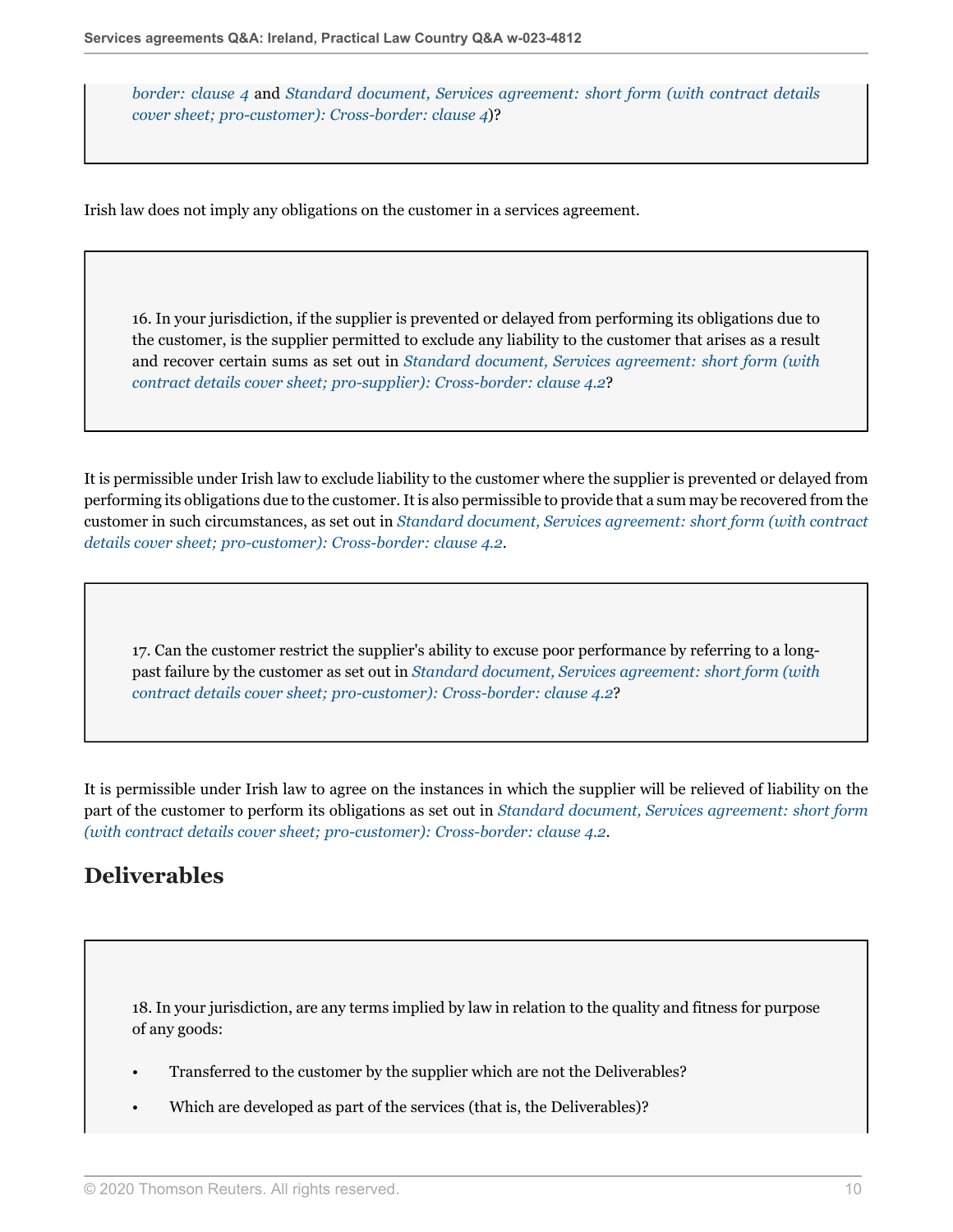*border: clause 4* and *Standard document, Services agreement: short form (with contract details cover sheet; pro-customer): Cross-border: clause 4*)?

Irish law does not imply any obligations on the customer in a services agreement.

16. In your jurisdiction, if the supplier is prevented or delayed from performing its obligations due to the customer, is the supplier permitted to exclude any liability to the customer that arises as a result and recover certain sums as set out in *Standard document, Services agreement: short form (with contract details cover sheet; pro-supplier): Cross-border: clause 4.2*?

It is permissible under Irish law to exclude liability to the customer where the supplier is prevented or delayed from performing its obligations due to the customer. It is also permissible to provide that a sum may be recovered from the customer in such circumstances, as set out in *Standard document, Services agreement: short form (with contract details cover sheet; pro-customer): Cross-border: clause 4.2*.

17. Can the customer restrict the supplier's ability to excuse poor performance by referring to a long-past failure by the customer as set out in *Standard document, Services agreement: short form (with contract details cover sheet; pro-customer): Cross-border: clause 4.2*?

It is permissible under Irish law to agree on the instances in which the supplier will be relieved of liability on the part of the customer to perform its obligations as set out in *Standard document, Services agreement: short form (with contract details cover sheet; pro-customer): Cross-border: clause 4.2*.

## Deliverables

18. In your jurisdiction, are any terms implied by law in relation to the quality and fitness for purpose of any goods:

- Transferred to the customer by the supplier which are not the Deliverables?
- Which are developed as part of the services (that is, the Deliverables)?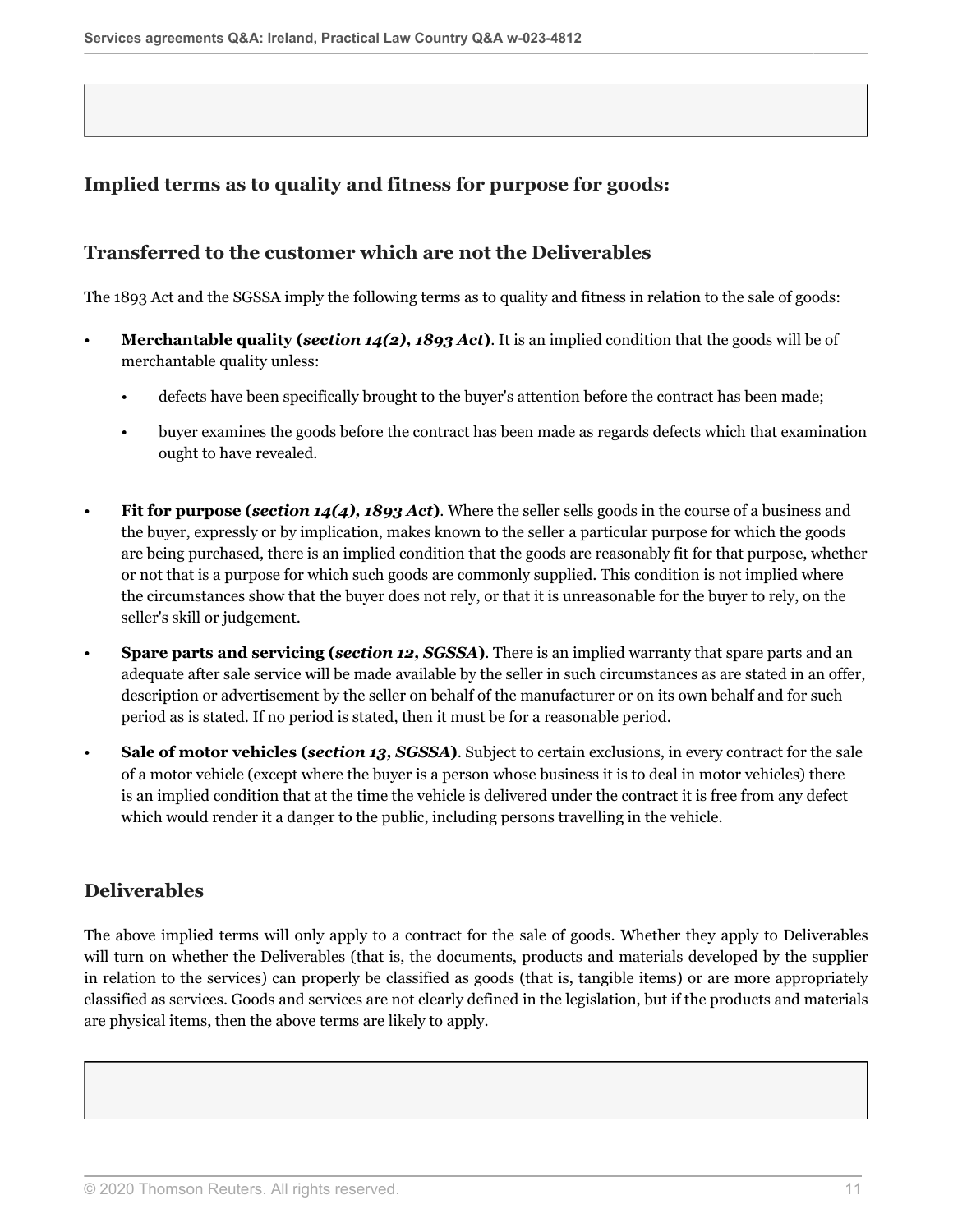## Implied terms as to quality and fitness for purpose for goods:

### Transferred to the customer which are not the Deliverables

The 1893 Act and the SGSSA imply the following terms as to quality and fitness in relation to the sale of goods:

- **Merchantable quality (*section 14(2), 1893 Act*)**. It is an implied condition that the goods will be of merchantable quality unless:
  - defects have been specifically brought to the buyer's attention before the contract has been made;
  - buyer examines the goods before the contract has been made as regards defects which that examination ought to have revealed.
- **Fit for purpose (*section 14(4), 1893 Act*)**. Where the seller sells goods in the course of a business and the buyer, expressly or by implication, makes known to the seller a particular purpose for which the goods are being purchased, there is an implied condition that the goods are reasonably fit for that purpose, whether or not that is a purpose for which such goods are commonly supplied. This condition is not implied where the circumstances show that the buyer does not rely, or that it is unreasonable for the buyer to rely, on the seller's skill or judgement.
- **Spare parts and servicing (*section 12, SGSSA*)**. There is an implied warranty that spare parts and an adequate after sale service will be made available by the seller in such circumstances as are stated in an offer, description or advertisement by the seller on behalf of the manufacturer or on its own behalf and for such period as is stated. If no period is stated, then it must be for a reasonable period.
- **Sale of motor vehicles (*section 13, SGSSA*)**. Subject to certain exclusions, in every contract for the sale of a motor vehicle (except where the buyer is a person whose business it is to deal in motor vehicles) there is an implied condition that at the time the vehicle is delivered under the contract it is free from any defect which would render it a danger to the public, including persons travelling in the vehicle.

### Deliverables

The above implied terms will only apply to a contract for the sale of goods. Whether they apply to Deliverables will turn on whether the Deliverables (that is, the documents, products and materials developed by the supplier in relation to the services) can properly be classified as goods (that is, tangible items) or are more appropriately classified as services. Goods and services are not clearly defined in the legislation, but if the products and materials are physical items, then the above terms are likely to apply.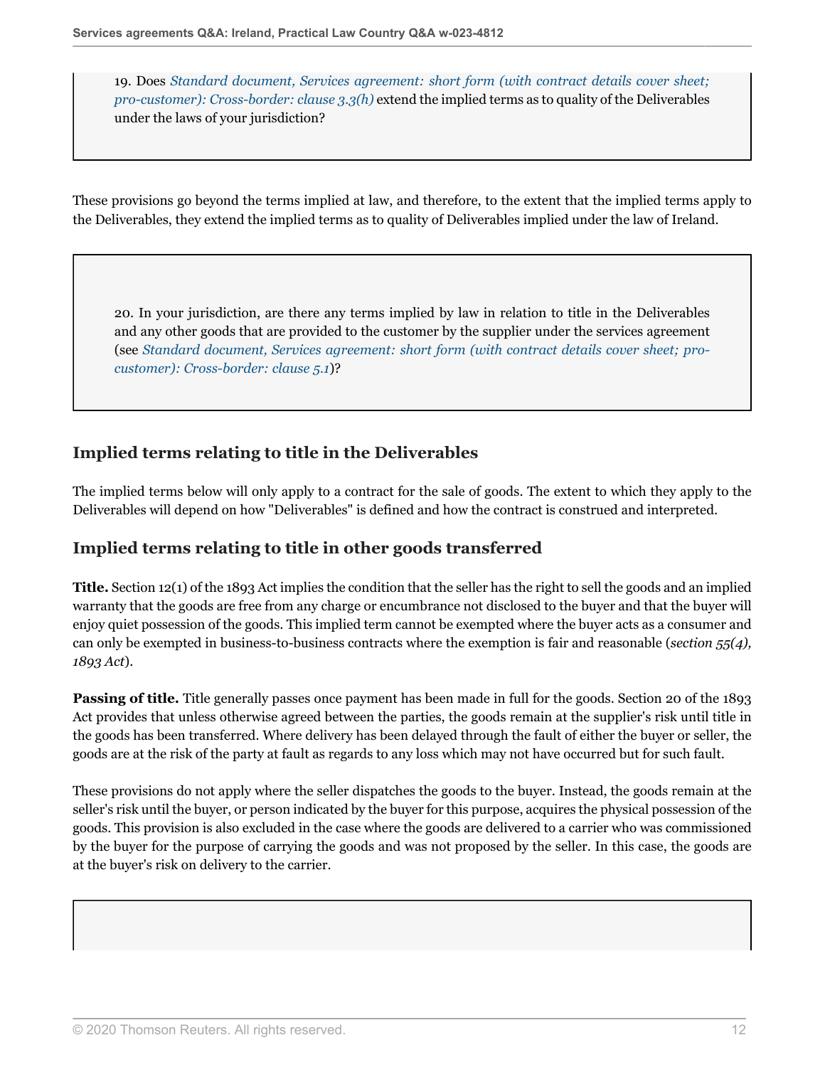19. Does *Standard document, Services agreement: short form (with contract details cover sheet; pro-customer): Cross-border: clause 3.3(h)* extend the implied terms as to quality of the Deliverables under the laws of your jurisdiction?

These provisions go beyond the terms implied at law, and therefore, to the extent that the implied terms apply to the Deliverables, they extend the implied terms as to quality of Deliverables implied under the law of Ireland.

20. In your jurisdiction, are there any terms implied by law in relation to title in the Deliverables and any other goods that are provided to the customer by the supplier under the services agreement (see *Standard document, Services agreement: short form (with contract details cover sheet; pro-customer): Cross-border: clause 5.1*)?

## Implied terms relating to title in the Deliverables

The implied terms below will only apply to a contract for the sale of goods. The extent to which they apply to the Deliverables will depend on how "Deliverables" is defined and how the contract is construed and interpreted.

## Implied terms relating to title in other goods transferred

**Title.** Section 12(1) of the 1893 Act implies the condition that the seller has the right to sell the goods and an implied warranty that the goods are free from any charge or encumbrance not disclosed to the buyer and that the buyer will enjoy quiet possession of the goods. This implied term cannot be exempted where the buyer acts as a consumer and can only be exempted in business-to-business contracts where the exemption is fair and reasonable (*section 55(4), 1893 Act*).

**Passing of title.** Title generally passes once payment has been made in full for the goods. Section 20 of the 1893 Act provides that unless otherwise agreed between the parties, the goods remain at the supplier's risk until title in the goods has been transferred. Where delivery has been delayed through the fault of either the buyer or seller, the goods are at the risk of the party at fault as regards to any loss which may not have occurred but for such fault.

These provisions do not apply where the seller dispatches the goods to the buyer. Instead, the goods remain at the seller's risk until the buyer, or person indicated by the buyer for this purpose, acquires the physical possession of the goods. This provision is also excluded in the case where the goods are delivered to a carrier who was commissioned by the buyer for the purpose of carrying the goods and was not proposed by the seller. In this case, the goods are at the buyer's risk on delivery to the carrier.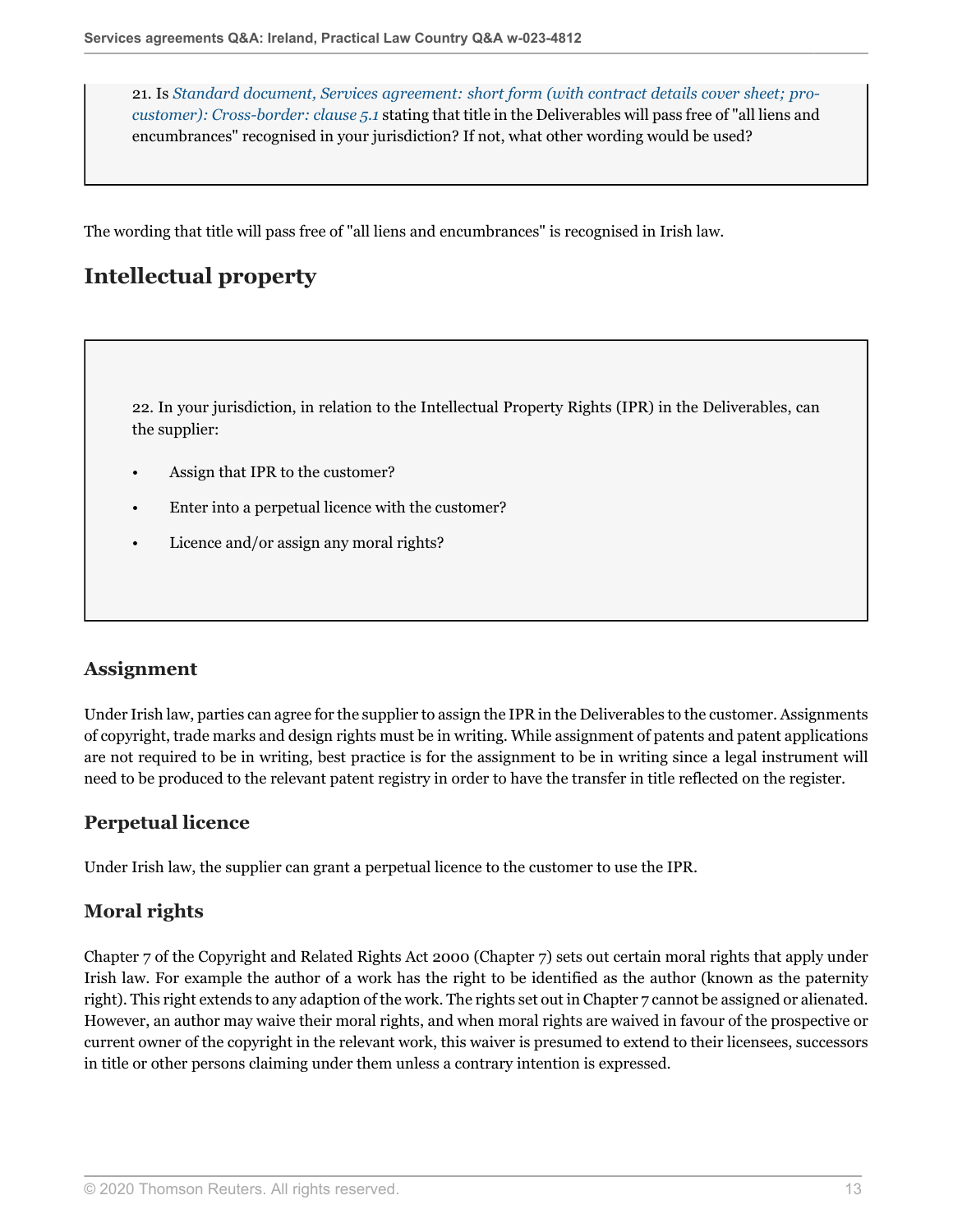21. Is *Standard document, Services agreement: short form (with contract details cover sheet; pro-customer): Cross-border: clause 5.1* stating that title in the Deliverables will pass free of "all liens and encumbrances" recognised in your jurisdiction? If not, what other wording would be used?

The wording that title will pass free of "all liens and encumbrances" is recognised in Irish law.

## Intellectual property

22. In your jurisdiction, in relation to the Intellectual Property Rights (IPR) in the Deliverables, can the supplier:

- Assign that IPR to the customer?
- Enter into a perpetual licence with the customer?
- Licence and/or assign any moral rights?

### Assignment

Under Irish law, parties can agree for the supplier to assign the IPR in the Deliverables to the customer. Assignments of copyright, trade marks and design rights must be in writing. While assignment of patents and patent applications are not required to be in writing, best practice is for the assignment to be in writing since a legal instrument will need to be produced to the relevant patent registry in order to have the transfer in title reflected on the register.

### Perpetual licence

Under Irish law, the supplier can grant a perpetual licence to the customer to use the IPR.

### Moral rights

Chapter 7 of the Copyright and Related Rights Act 2000 (Chapter 7) sets out certain moral rights that apply under Irish law. For example the author of a work has the right to be identified as the author (known as the paternity right). This right extends to any adaption of the work. The rights set out in Chapter 7 cannot be assigned or alienated. However, an author may waive their moral rights, and when moral rights are waived in favour of the prospective or current owner of the copyright in the relevant work, this waiver is presumed to extend to their licensees, successors in title or other persons claiming under them unless a contrary intention is expressed.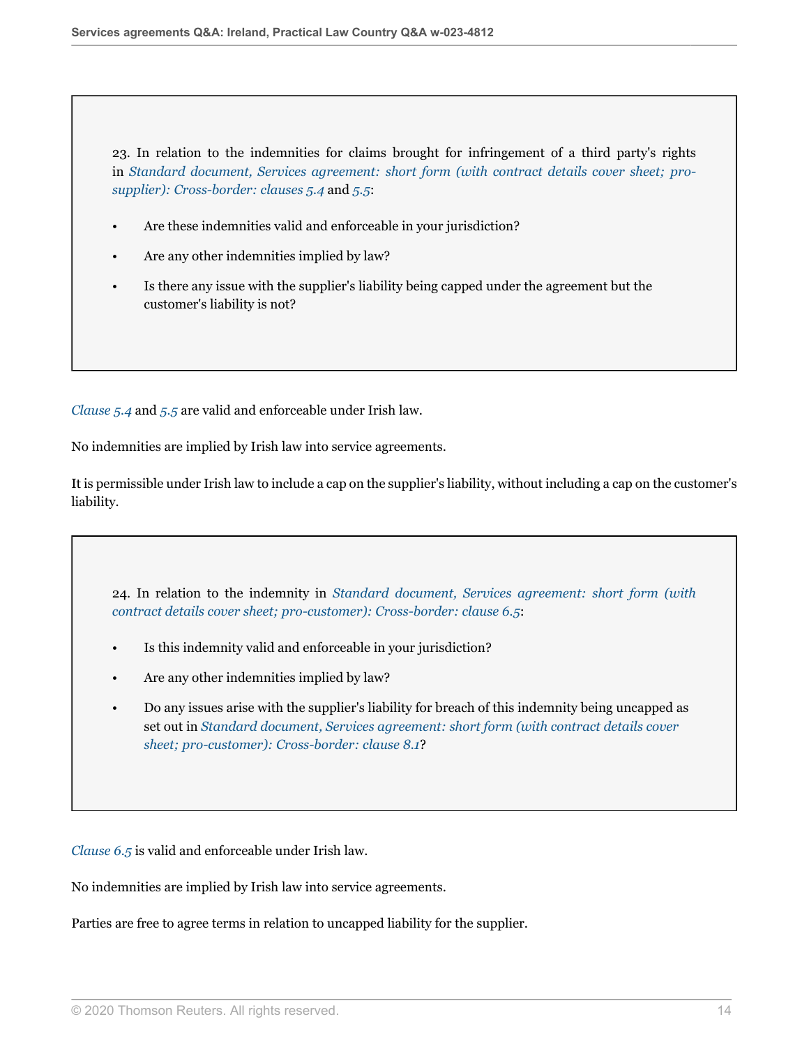23. In relation to the indemnities for claims brought for infringement of a third party's rights in *Standard document, Services agreement: short form (with contract details cover sheet; pro-supplier): Cross-border: clauses 5.4* and *5.5*:

- Are these indemnities valid and enforceable in your jurisdiction?
- Are any other indemnities implied by law?
- Is there any issue with the supplier's liability being capped under the agreement but the customer's liability is not?

*Clause 5.4* and *5.5* are valid and enforceable under Irish law.

No indemnities are implied by Irish law into service agreements.

It is permissible under Irish law to include a cap on the supplier's liability, without including a cap on the customer's liability.

24. In relation to the indemnity in *Standard document, Services agreement: short form (with contract details cover sheet; pro-customer): Cross-border: clause 6.5*:

- Is this indemnity valid and enforceable in your jurisdiction?
- Are any other indemnities implied by law?
- Do any issues arise with the supplier's liability for breach of this indemnity being uncapped as set out in *Standard document, Services agreement: short form (with contract details cover sheet; pro-customer): Cross-border: clause 8.1*?

*Clause 6.5* is valid and enforceable under Irish law.

No indemnities are implied by Irish law into service agreements.

Parties are free to agree terms in relation to uncapped liability for the supplier.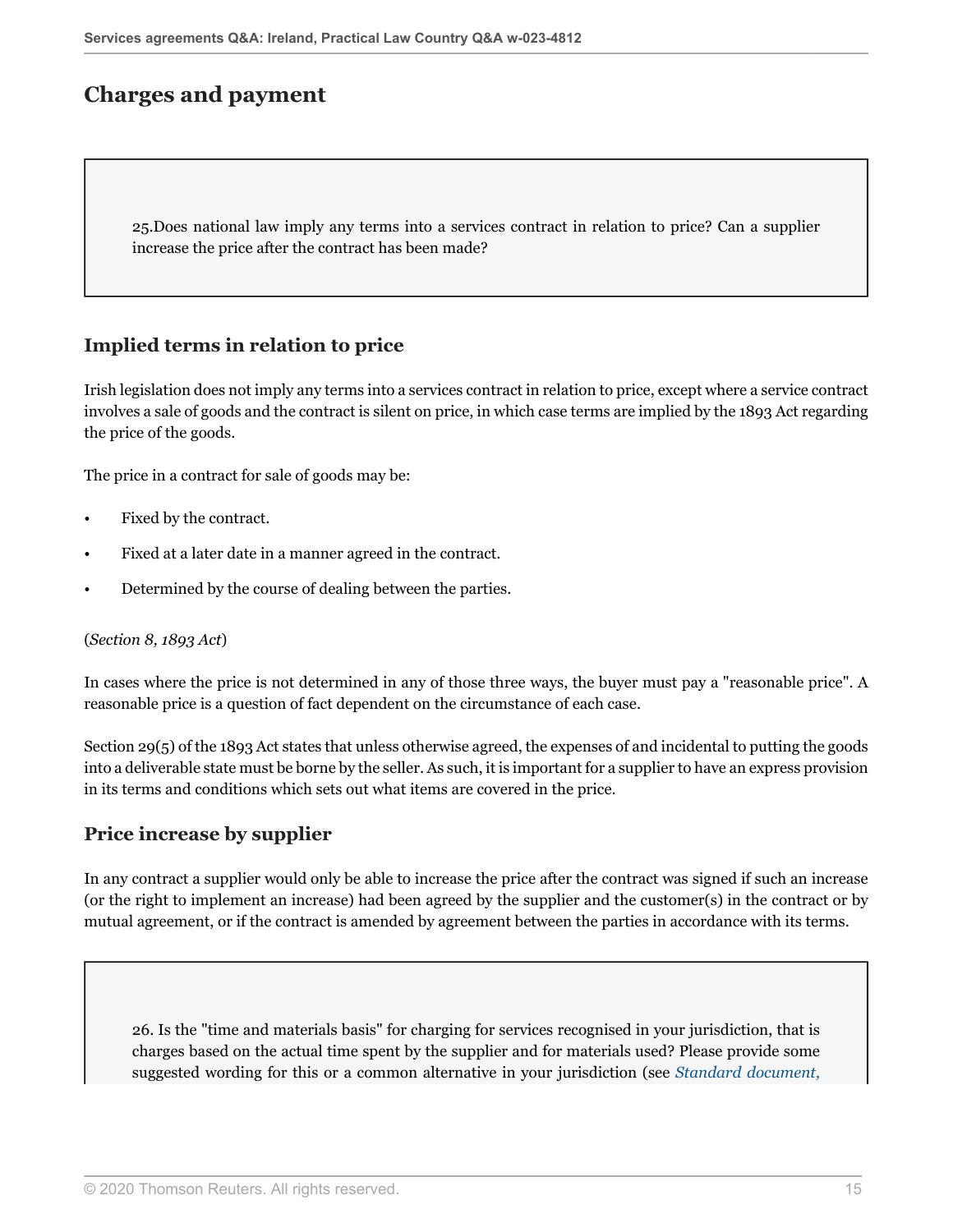## Charges and payment

> 25.Does national law imply any terms into a services contract in relation to price? Can a supplier increase the price after the contract has been made?

### Implied terms in relation to price

Irish legislation does not imply any terms into a services contract in relation to price, except where a service contract involves a sale of goods and the contract is silent on price, in which case terms are implied by the 1893 Act regarding the price of the goods.

The price in a contract for sale of goods may be:

- Fixed by the contract.
- Fixed at a later date in a manner agreed in the contract.
- Determined by the course of dealing between the parties.

(*Section 8, 1893 Act*)

In cases where the price is not determined in any of those three ways, the buyer must pay a "reasonable price". A reasonable price is a question of fact dependent on the circumstance of each case.

Section 29(5) of the 1893 Act states that unless otherwise agreed, the expenses of and incidental to putting the goods into a deliverable state must be borne by the seller. As such, it is important for a supplier to have an express provision in its terms and conditions which sets out what items are covered in the price.

### Price increase by supplier

In any contract a supplier would only be able to increase the price after the contract was signed if such an increase (or the right to implement an increase) had been agreed by the supplier and the customer(s) in the contract or by mutual agreement, or if the contract is amended by agreement between the parties in accordance with its terms.

> 26. Is the "time and materials basis" for charging for services recognised in your jurisdiction, that is charges based on the actual time spent by the supplier and for materials used? Please provide some suggested wording for this or a common alternative in your jurisdiction (see *Standard document,*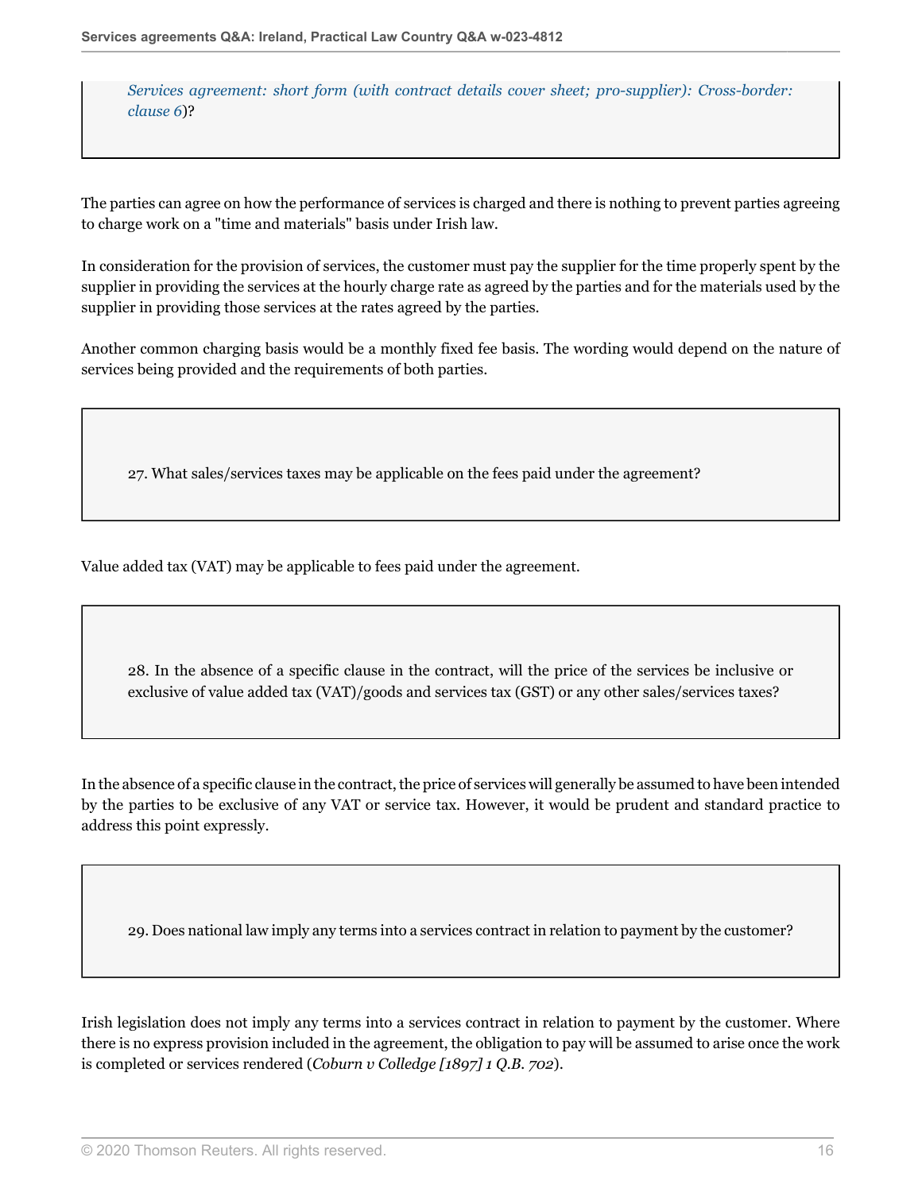*Services agreement: short form (with contract details cover sheet; pro-supplier): Cross-border: clause 6*)?

The parties can agree on how the performance of services is charged and there is nothing to prevent parties agreeing to charge work on a "time and materials" basis under Irish law.

In consideration for the provision of services, the customer must pay the supplier for the time properly spent by the supplier in providing the services at the hourly charge rate as agreed by the parties and for the materials used by the supplier in providing those services at the rates agreed by the parties.

Another common charging basis would be a monthly fixed fee basis. The wording would depend on the nature of services being provided and the requirements of both parties.

27. What sales/services taxes may be applicable on the fees paid under the agreement?

Value added tax (VAT) may be applicable to fees paid under the agreement.

28. In the absence of a specific clause in the contract, will the price of the services be inclusive or exclusive of value added tax (VAT)/goods and services tax (GST) or any other sales/services taxes?

In the absence of a specific clause in the contract, the price of services will generally be assumed to have been intended by the parties to be exclusive of any VAT or service tax. However, it would be prudent and standard practice to address this point expressly.

29. Does national law imply any terms into a services contract in relation to payment by the customer?

Irish legislation does not imply any terms into a services contract in relation to payment by the customer. Where there is no express provision included in the agreement, the obligation to pay will be assumed to arise once the work is completed or services rendered (*Coburn v Colledge [1897] 1 Q.B. 702*).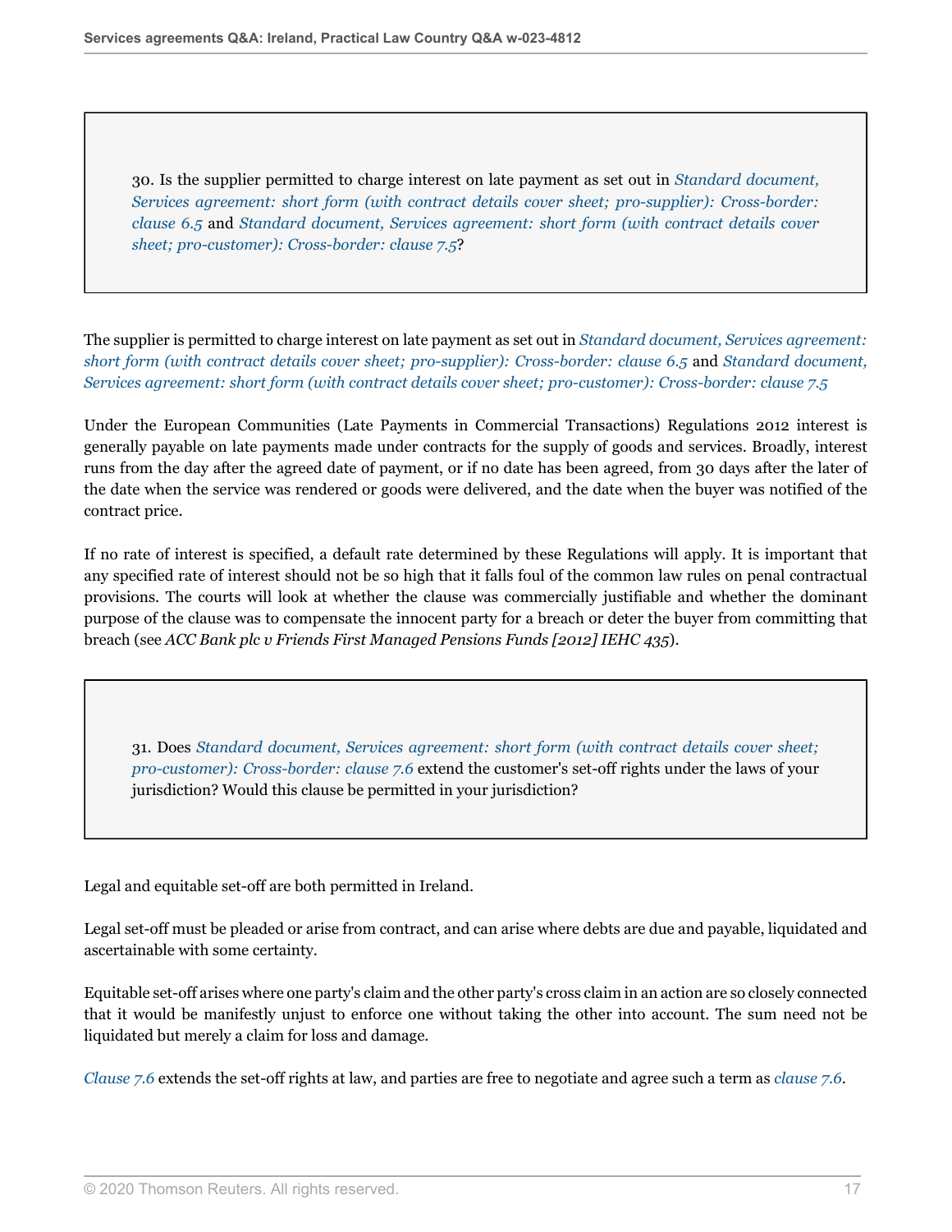**30. Is the supplier permitted to charge interest on late payment as set out in *Standard document, Services agreement: short form (with contract details cover sheet; pro-supplier): Cross-border: clause 6.5* and *Standard document, Services agreement: short form (with contract details cover sheet; pro-customer): Cross-border: clause 7.5*?**

The supplier is permitted to charge interest on late payment as set out in *Standard document, Services agreement: short form (with contract details cover sheet; pro-supplier): Cross-border: clause 6.5* and *Standard document, Services agreement: short form (with contract details cover sheet; pro-customer): Cross-border: clause 7.5*

Under the European Communities (Late Payments in Commercial Transactions) Regulations 2012 interest is generally payable on late payments made under contracts for the supply of goods and services. Broadly, interest runs from the day after the agreed date of payment, or if no date has been agreed, from 30 days after the later of the date when the service was rendered or goods were delivered, and the date when the buyer was notified of the contract price.

If no rate of interest is specified, a default rate determined by these Regulations will apply. It is important that any specified rate of interest should not be so high that it falls foul of the common law rules on penal contractual provisions. The courts will look at whether the clause was commercially justifiable and whether the dominant purpose of the clause was to compensate the innocent party for a breach or deter the buyer from committing that breach (see *ACC Bank plc v Friends First Managed Pensions Funds [2012] IEHC 435*).

**31. Does *Standard document, Services agreement: short form (with contract details cover sheet; pro-customer): Cross-border: clause 7.6* extend the customer's set-off rights under the laws of your jurisdiction? Would this clause be permitted in your jurisdiction?**

Legal and equitable set-off are both permitted in Ireland.

Legal set-off must be pleaded or arise from contract, and can arise where debts are due and payable, liquidated and ascertainable with some certainty.

Equitable set-off arises where one party's claim and the other party's cross claim in an action are so closely connected that it would be manifestly unjust to enforce one without taking the other into account. The sum need not be liquidated but merely a claim for loss and damage.

*Clause 7.6* extends the set-off rights at law, and parties are free to negotiate and agree such a term as *clause 7.6*.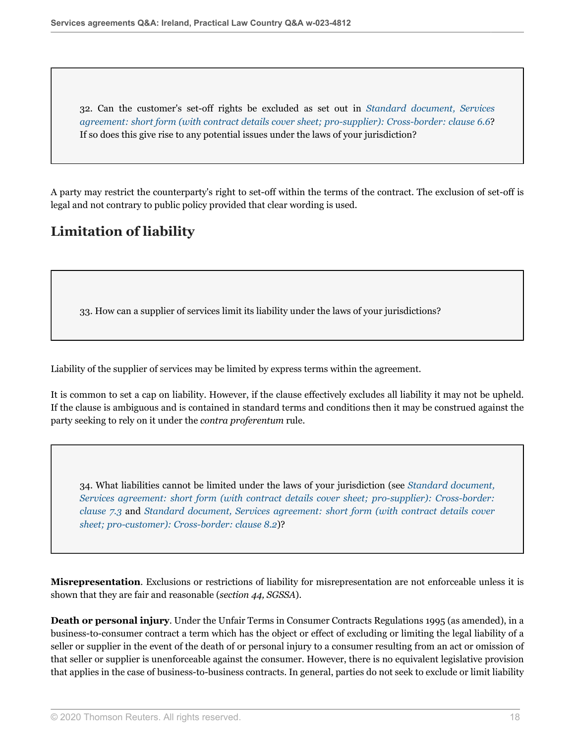32. Can the customer's set-off rights be excluded as set out in *Standard document, Services agreement: short form (with contract details cover sheet; pro-supplier): Cross-border: clause 6.6*? If so does this give rise to any potential issues under the laws of your jurisdiction?

A party may restrict the counterparty's right to set-off within the terms of the contract. The exclusion of set-off is legal and not contrary to public policy provided that clear wording is used.

## Limitation of liability

33. How can a supplier of services limit its liability under the laws of your jurisdictions?

Liability of the supplier of services may be limited by express terms within the agreement.

It is common to set a cap on liability. However, if the clause effectively excludes all liability it may not be upheld. If the clause is ambiguous and is contained in standard terms and conditions then it may be construed against the party seeking to rely on it under the *contra proferentum* rule.

34. What liabilities cannot be limited under the laws of your jurisdiction (see *Standard document, Services agreement: short form (with contract details cover sheet; pro-supplier): Cross-border: clause 7.3* and *Standard document, Services agreement: short form (with contract details cover sheet; pro-customer): Cross-border: clause 8.2*)?

**Misrepresentation**. Exclusions or restrictions of liability for misrepresentation are not enforceable unless it is shown that they are fair and reasonable (*section 44, SGSSA*).

**Death or personal injury**. Under the Unfair Terms in Consumer Contracts Regulations 1995 (as amended), in a business-to-consumer contract a term which has the object or effect of excluding or limiting the legal liability of a seller or supplier in the event of the death of or personal injury to a consumer resulting from an act or omission of that seller or supplier is unenforceable against the consumer. However, there is no equivalent legislative provision that applies in the case of business-to-business contracts. In general, parties do not seek to exclude or limit liability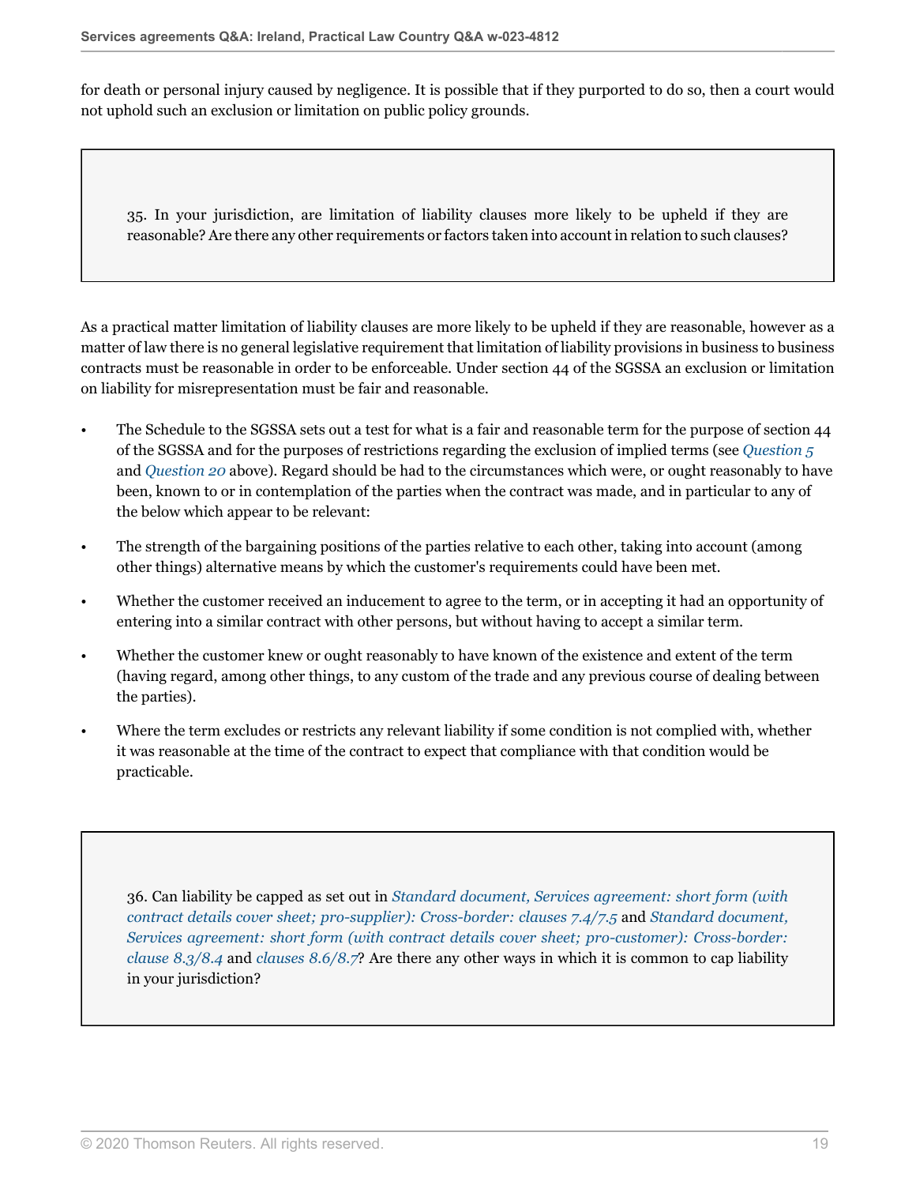for death or personal injury caused by negligence. It is possible that if they purported to do so, then a court would not uphold such an exclusion or limitation on public policy grounds.

> 35. In your jurisdiction, are limitation of liability clauses more likely to be upheld if they are reasonable? Are there any other requirements or factors taken into account in relation to such clauses?

As a practical matter limitation of liability clauses are more likely to be upheld if they are reasonable, however as a matter of law there is no general legislative requirement that limitation of liability provisions in business to business contracts must be reasonable in order to be enforceable. Under section 44 of the SGSSA an exclusion or limitation on liability for misrepresentation must be fair and reasonable.

- The Schedule to the SGSSA sets out a test for what is a fair and reasonable term for the purpose of section 44 of the SGSSA and for the purposes of restrictions regarding the exclusion of implied terms (see *Question 5* and *Question 20* above). Regard should be had to the circumstances which were, or ought reasonably to have been, known to or in contemplation of the parties when the contract was made, and in particular to any of the below which appear to be relevant:
- The strength of the bargaining positions of the parties relative to each other, taking into account (among other things) alternative means by which the customer's requirements could have been met.
- Whether the customer received an inducement to agree to the term, or in accepting it had an opportunity of entering into a similar contract with other persons, but without having to accept a similar term.
- Whether the customer knew or ought reasonably to have known of the existence and extent of the term (having regard, among other things, to any custom of the trade and any previous course of dealing between the parties).
- Where the term excludes or restricts any relevant liability if some condition is not complied with, whether it was reasonable at the time of the contract to expect that compliance with that condition would be practicable.

> 36. Can liability be capped as set out in *Standard document, Services agreement: short form (with contract details cover sheet; pro-supplier): Cross-border: clauses 7.4/7.5* and *Standard document, Services agreement: short form (with contract details cover sheet; pro-customer): Cross-border: clause 8.3/8.4* and *clauses 8.6/8.7*? Are there any other ways in which it is common to cap liability in your jurisdiction?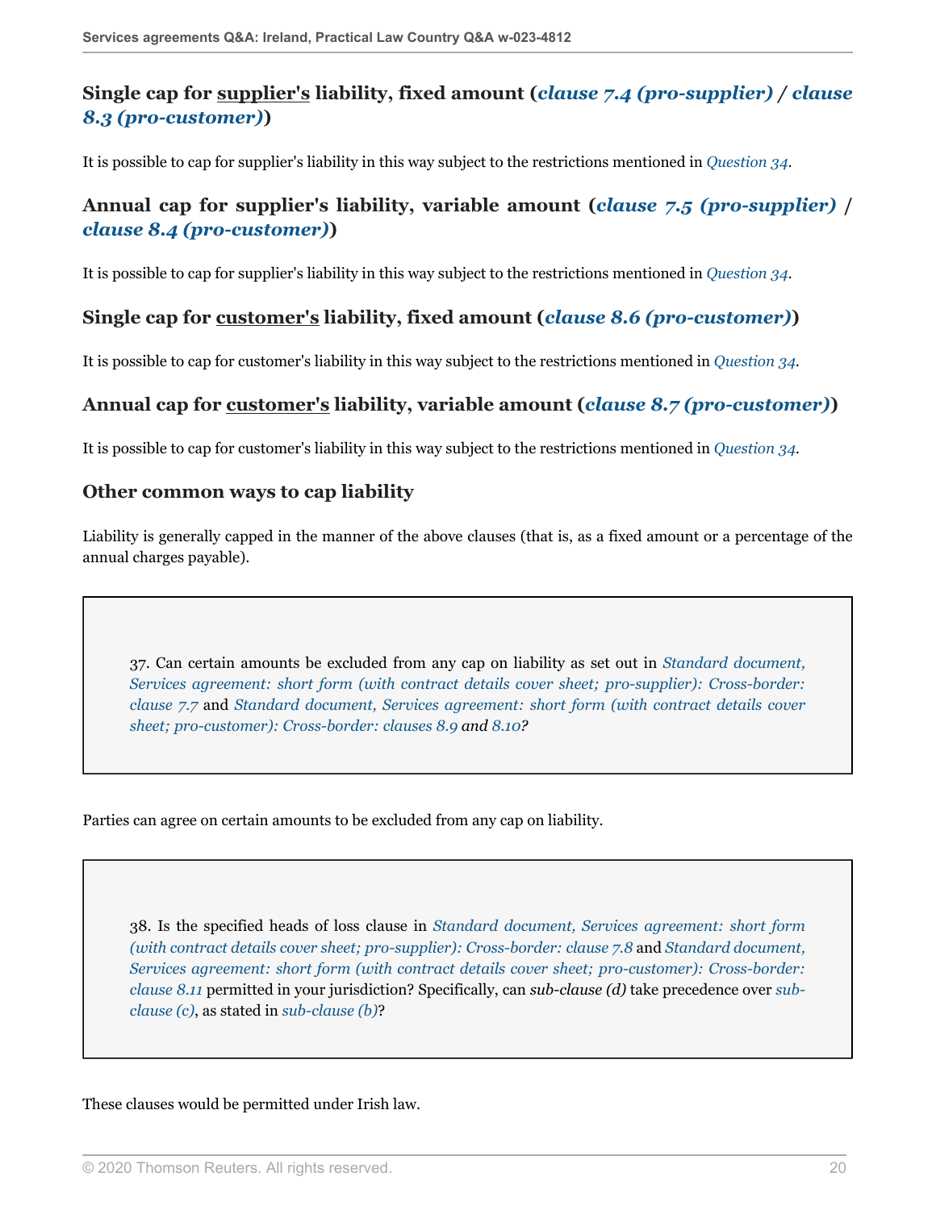### Single cap for <u>supplier's</u> liability, fixed amount (*clause 7.4 (pro-supplier)* / *clause 8.3 (pro-customer)*)

It is possible to cap for supplier's liability in this way subject to the restrictions mentioned in *Question 34*.

### Annual cap for supplier's liability, variable amount (*clause 7.5 (pro-supplier)* / *clause 8.4 (pro-customer)*)

It is possible to cap for supplier's liability in this way subject to the restrictions mentioned in *Question 34*.

### Single cap for <u>customer's</u> liability, fixed amount (*clause 8.6 (pro-customer)*)

It is possible to cap for customer's liability in this way subject to the restrictions mentioned in *Question 34*.

### Annual cap for <u>customer's</u> liability, variable amount (*clause 8.7 (pro-customer)*)

It is possible to cap for customer's liability in this way subject to the restrictions mentioned in *Question 34*.

### Other common ways to cap liability

Liability is generally capped in the manner of the above clauses (that is, as a fixed amount or a percentage of the annual charges payable).

> 37. Can certain amounts be excluded from any cap on liability as set out in *Standard document, Services agreement: short form (with contract details cover sheet; pro-supplier): Cross-border: clause 7.7* and *Standard document, Services agreement: short form (with contract details cover sheet; pro-customer): Cross-border: clauses 8.9 and 8.10?*

Parties can agree on certain amounts to be excluded from any cap on liability.

> 38. Is the specified heads of loss clause in *Standard document, Services agreement: short form (with contract details cover sheet; pro-supplier): Cross-border: clause 7.8* and *Standard document, Services agreement: short form (with contract details cover sheet; pro-customer): Cross-border: clause 8.11* permitted in your jurisdiction? Specifically, can *sub-clause (d)* take precedence over *sub-clause (c)*, as stated in *sub-clause (b)*?

These clauses would be permitted under Irish law.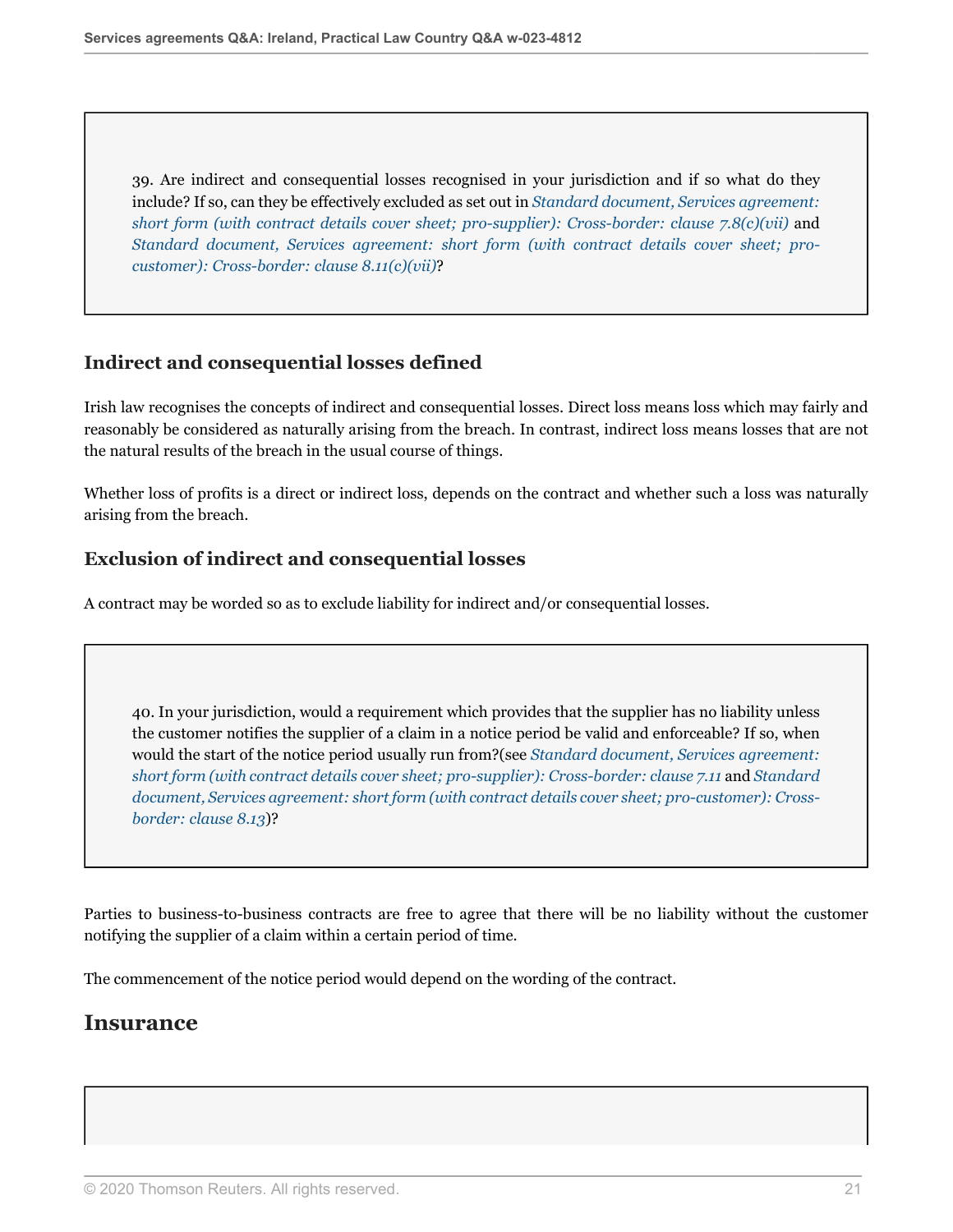39. Are indirect and consequential losses recognised in your jurisdiction and if so what do they include? If so, can they be effectively excluded as set out in *Standard document, Services agreement: short form (with contract details cover sheet; pro-supplier): Cross-border: clause 7.8(c)(vii)* and *Standard document, Services agreement: short form (with contract details cover sheet; pro-customer): Cross-border: clause 8.11(c)(vii)*?

### Indirect and consequential losses defined

Irish law recognises the concepts of indirect and consequential losses. Direct loss means loss which may fairly and reasonably be considered as naturally arising from the breach. In contrast, indirect loss means losses that are not the natural results of the breach in the usual course of things.

Whether loss of profits is a direct or indirect loss, depends on the contract and whether such a loss was naturally arising from the breach.

### Exclusion of indirect and consequential losses

A contract may be worded so as to exclude liability for indirect and/or consequential losses.

40. In your jurisdiction, would a requirement which provides that the supplier has no liability unless the customer notifies the supplier of a claim in a notice period be valid and enforceable? If so, when would the start of the notice period usually run from?(see *Standard document, Services agreement: short form (with contract details cover sheet; pro-supplier): Cross-border: clause 7.11* and *Standard document, Services agreement: short form (with contract details cover sheet; pro-customer): Cross-border: clause 8.13*)?

Parties to business-to-business contracts are free to agree that there will be no liability without the customer notifying the supplier of a claim within a certain period of time.

The commencement of the notice period would depend on the wording of the contract.

## Insurance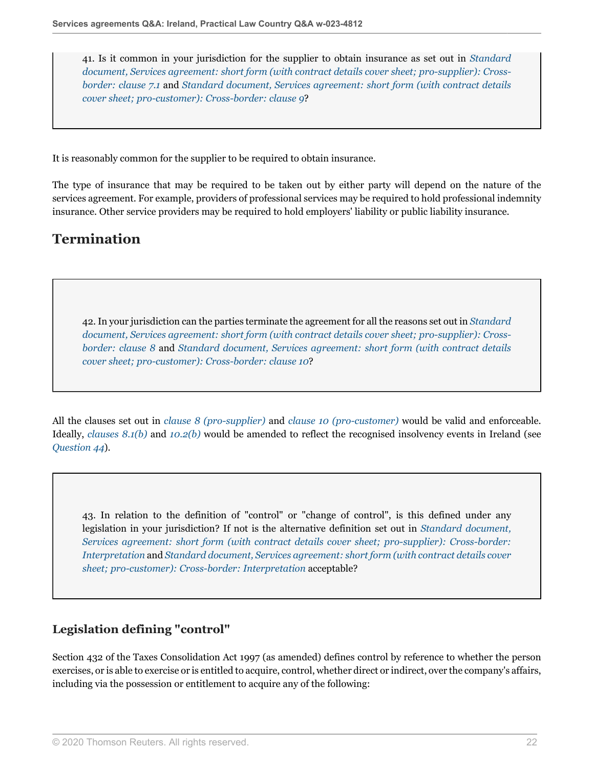41. Is it common in your jurisdiction for the supplier to obtain insurance as set out in *Standard document, Services agreement: short form (with contract details cover sheet; pro-supplier): Cross-border: clause 7.1* and *Standard document, Services agreement: short form (with contract details cover sheet; pro-customer): Cross-border: clause 9*?

It is reasonably common for the supplier to be required to obtain insurance.

The type of insurance that may be required to be taken out by either party will depend on the nature of the services agreement. For example, providers of professional services may be required to hold professional indemnity insurance. Other service providers may be required to hold employers' liability or public liability insurance.

## Termination

42. In your jurisdiction can the parties terminate the agreement for all the reasons set out in *Standard document, Services agreement: short form (with contract details cover sheet; pro-supplier): Cross-border: clause 8* and *Standard document, Services agreement: short form (with contract details cover sheet; pro-customer): Cross-border: clause 10*?

All the clauses set out in *clause 8 (pro-supplier)* and *clause 10 (pro-customer)* would be valid and enforceable. Ideally, *clauses 8.1(b)* and *10.2(b)* would be amended to reflect the recognised insolvency events in Ireland (see *Question 44*).

43. In relation to the definition of "control" or "change of control", is this defined under any legislation in your jurisdiction? If not is the alternative definition set out in *Standard document, Services agreement: short form (with contract details cover sheet; pro-supplier): Cross-border: Interpretation* and *Standard document, Services agreement: short form (with contract details cover sheet; pro-customer): Cross-border: Interpretation* acceptable?

### Legislation defining "control"

Section 432 of the Taxes Consolidation Act 1997 (as amended) defines control by reference to whether the person exercises, or is able to exercise or is entitled to acquire, control, whether direct or indirect, over the company's affairs, including via the possession or entitlement to acquire any of the following: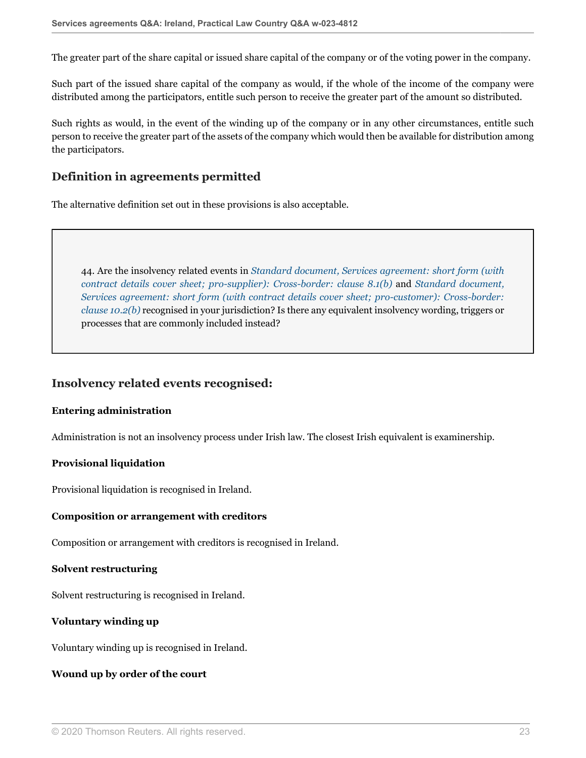The greater part of the share capital or issued share capital of the company or of the voting power in the company.

Such part of the issued share capital of the company as would, if the whole of the income of the company were distributed among the participators, entitle such person to receive the greater part of the amount so distributed.

Such rights as would, in the event of the winding up of the company or in any other circumstances, entitle such person to receive the greater part of the assets of the company which would then be available for distribution among the participators.

## Definition in agreements permitted

The alternative definition set out in these provisions is also acceptable.

> 44. Are the insolvency related events in *Standard document, Services agreement: short form (with contract details cover sheet; pro-supplier): Cross-border: clause 8.1(b)* and *Standard document, Services agreement: short form (with contract details cover sheet; pro-customer): Cross-border: clause 10.2(b)* recognised in your jurisdiction? Is there any equivalent insolvency wording, triggers or processes that are commonly included instead?

## Insolvency related events recognised:

**Entering administration**

Administration is not an insolvency process under Irish law. The closest Irish equivalent is examinership.

**Provisional liquidation**

Provisional liquidation is recognised in Ireland.

**Composition or arrangement with creditors**

Composition or arrangement with creditors is recognised in Ireland.

**Solvent restructuring**

Solvent restructuring is recognised in Ireland.

**Voluntary winding up**

Voluntary winding up is recognised in Ireland.

**Wound up by order of the court**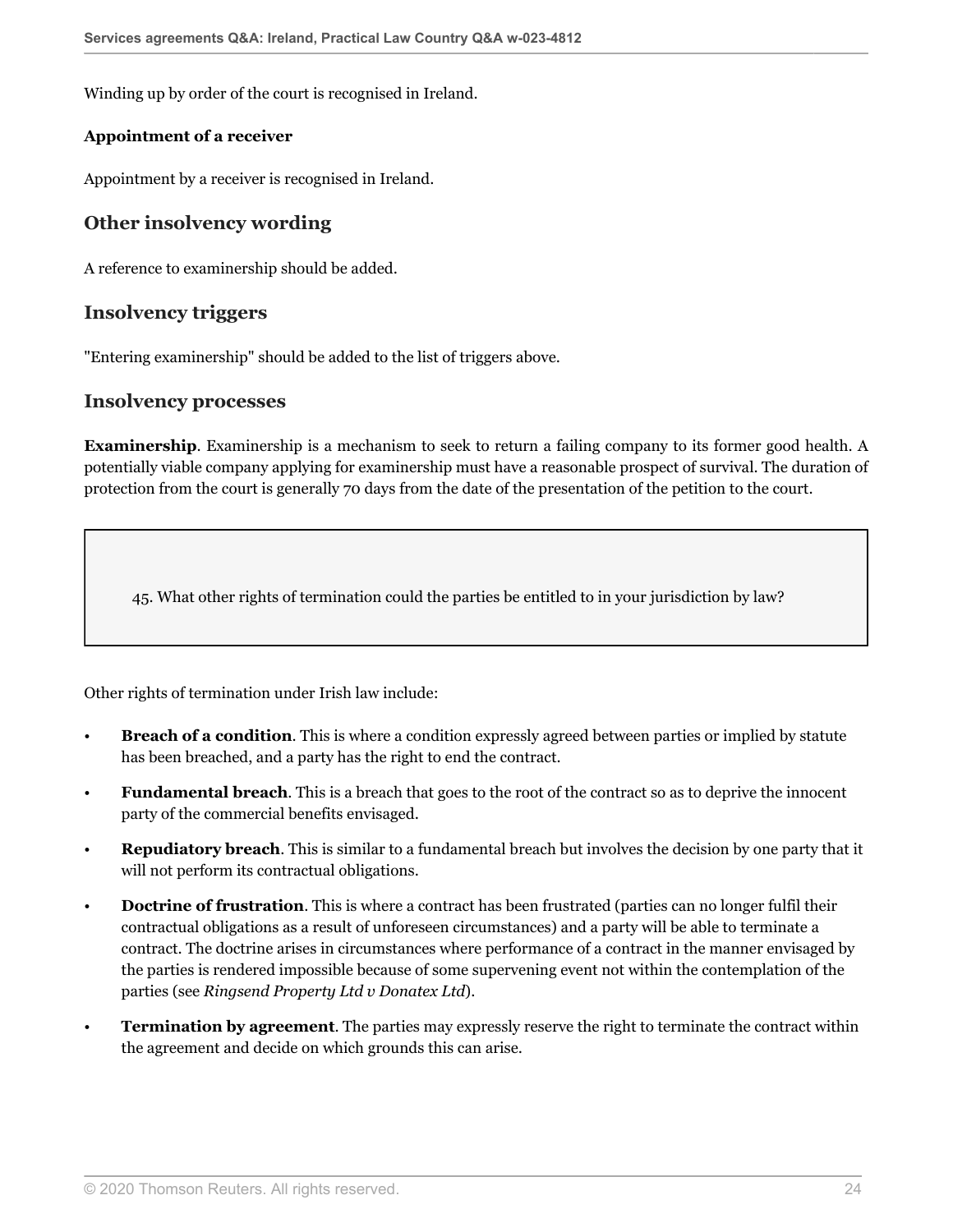Winding up by order of the court is recognised in Ireland.

**Appointment of a receiver**

Appointment by a receiver is recognised in Ireland.

## Other insolvency wording

A reference to examinership should be added.

## Insolvency triggers

"Entering examinership" should be added to the list of triggers above.

## Insolvency processes

**Examinership**. Examinership is a mechanism to seek to return a failing company to its former good health. A potentially viable company applying for examinership must have a reasonable prospect of survival. The duration of protection from the court is generally 70 days from the date of the presentation of the petition to the court.

> 45. What other rights of termination could the parties be entitled to in your jurisdiction by law?

Other rights of termination under Irish law include:

- **Breach of a condition**. This is where a condition expressly agreed between parties or implied by statute has been breached, and a party has the right to end the contract.
- **Fundamental breach**. This is a breach that goes to the root of the contract so as to deprive the innocent party of the commercial benefits envisaged.
- **Repudiatory breach**. This is similar to a fundamental breach but involves the decision by one party that it will not perform its contractual obligations.
- **Doctrine of frustration**. This is where a contract has been frustrated (parties can no longer fulfil their contractual obligations as a result of unforeseen circumstances) and a party will be able to terminate a contract. The doctrine arises in circumstances where performance of a contract in the manner envisaged by the parties is rendered impossible because of some supervening event not within the contemplation of the parties (see *Ringsend Property Ltd v Donatex Ltd*).
- **Termination by agreement**. The parties may expressly reserve the right to terminate the contract within the agreement and decide on which grounds this can arise.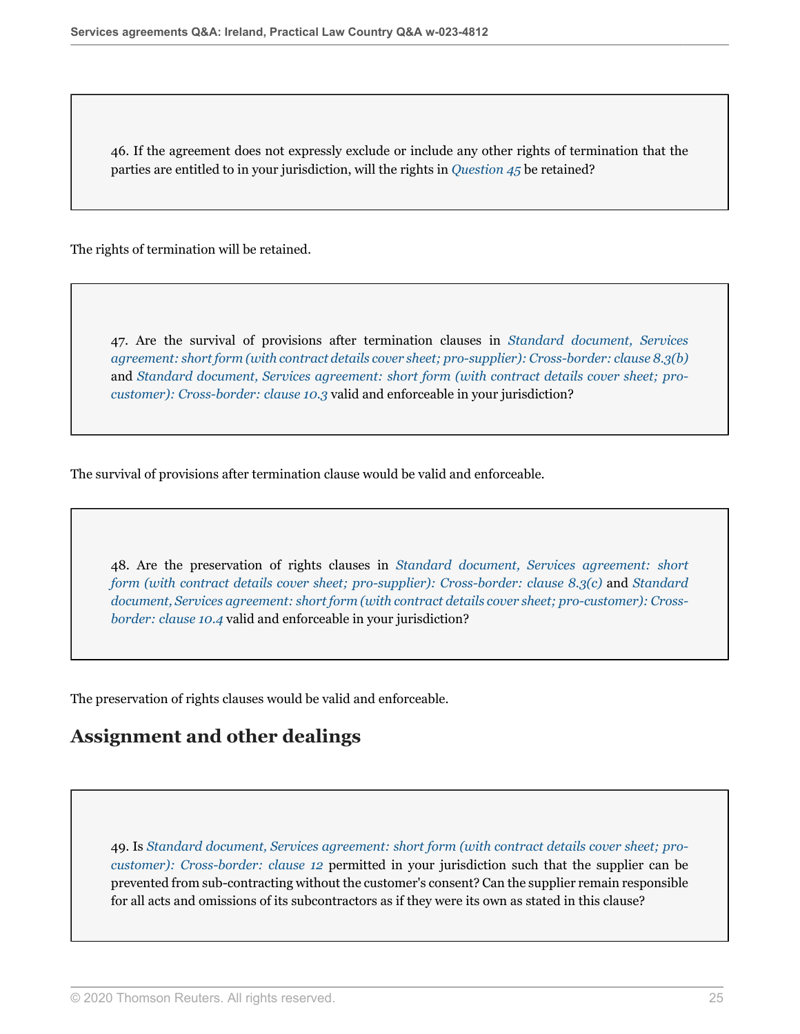> 46. If the agreement does not expressly exclude or include any other rights of termination that the parties are entitled to in your jurisdiction, will the rights in *Question 45* be retained?

The rights of termination will be retained.

> 47. Are the survival of provisions after termination clauses in *Standard document, Services agreement: short form (with contract details cover sheet; pro-supplier): Cross-border: clause 8.3(b)* and *Standard document, Services agreement: short form (with contract details cover sheet; pro-customer): Cross-border: clause 10.3* valid and enforceable in your jurisdiction?

The survival of provisions after termination clause would be valid and enforceable.

> 48. Are the preservation of rights clauses in *Standard document, Services agreement: short form (with contract details cover sheet; pro-supplier): Cross-border: clause 8.3(c)* and *Standard document, Services agreement: short form (with contract details cover sheet; pro-customer): Cross-border: clause 10.4* valid and enforceable in your jurisdiction?

The preservation of rights clauses would be valid and enforceable.

## Assignment and other dealings

> 49. Is *Standard document, Services agreement: short form (with contract details cover sheet; pro-customer): Cross-border: clause 12* permitted in your jurisdiction such that the supplier can be prevented from sub-contracting without the customer's consent? Can the supplier remain responsible for all acts and omissions of its subcontractors as if they were its own as stated in this clause?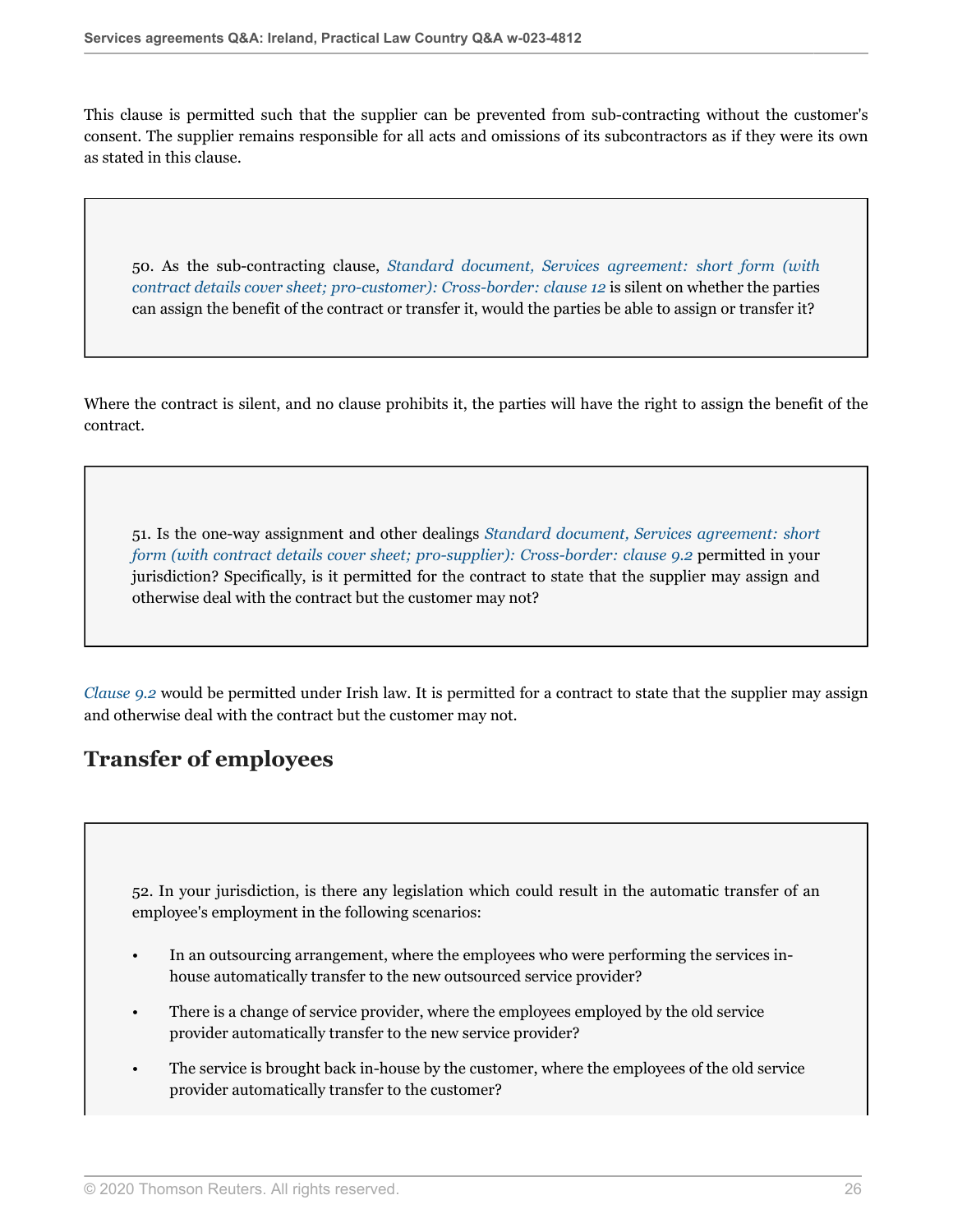This clause is permitted such that the supplier can be prevented from sub-contracting without the customer's consent. The supplier remains responsible for all acts and omissions of its subcontractors as if they were its own as stated in this clause.

> 50. As the sub-contracting clause, *Standard document, Services agreement: short form (with contract details cover sheet; pro-customer): Cross-border: clause 12* is silent on whether the parties can assign the benefit of the contract or transfer it, would the parties be able to assign or transfer it?

Where the contract is silent, and no clause prohibits it, the parties will have the right to assign the benefit of the contract.

> 51. Is the one-way assignment and other dealings *Standard document, Services agreement: short form (with contract details cover sheet; pro-supplier): Cross-border: clause 9.2* permitted in your jurisdiction? Specifically, is it permitted for the contract to state that the supplier may assign and otherwise deal with the contract but the customer may not?

*Clause 9.2* would be permitted under Irish law. It is permitted for a contract to state that the supplier may assign and otherwise deal with the contract but the customer may not.

## Transfer of employees

> 52. In your jurisdiction, is there any legislation which could result in the automatic transfer of an employee's employment in the following scenarios:
>
> - In an outsourcing arrangement, where the employees who were performing the services in-house automatically transfer to the new outsourced service provider?
> - There is a change of service provider, where the employees employed by the old service provider automatically transfer to the new service provider?
> - The service is brought back in-house by the customer, where the employees of the old service provider automatically transfer to the customer?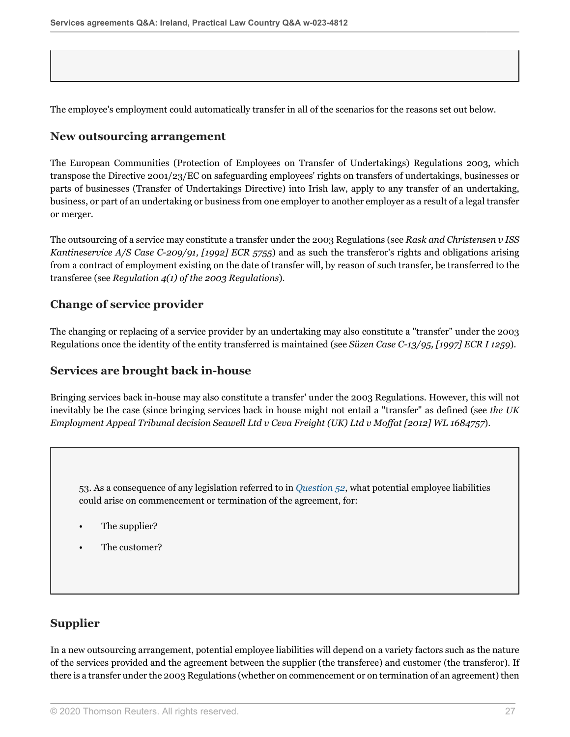The employee's employment could automatically transfer in all of the scenarios for the reasons set out below.

### New outsourcing arrangement

The European Communities (Protection of Employees on Transfer of Undertakings) Regulations 2003, which transpose the Directive 2001/23/EC on safeguarding employees' rights on transfers of undertakings, businesses or parts of businesses (Transfer of Undertakings Directive) into Irish law, apply to any transfer of an undertaking, business, or part of an undertaking or business from one employer to another employer as a result of a legal transfer or merger.

The outsourcing of a service may constitute a transfer under the 2003 Regulations (see *Rask and Christensen v ISS Kantineservice A/S Case C-209/91, [1992] ECR 5755*) and as such the transferor's rights and obligations arising from a contract of employment existing on the date of transfer will, by reason of such transfer, be transferred to the transferee (see *Regulation 4(1) of the 2003 Regulations*).

### Change of service provider

The changing or replacing of a service provider by an undertaking may also constitute a "transfer" under the 2003 Regulations once the identity of the entity transferred is maintained (see *Süzen Case C-13/95, [1997] ECR I 1259*).

### Services are brought back in-house

Bringing services back in-house may also constitute a transfer' under the 2003 Regulations. However, this will not inevitably be the case (since bringing services back in house might not entail a "transfer" as defined (see *the UK Employment Appeal Tribunal decision Seawell Ltd v Ceva Freight (UK) Ltd v Moffat [2012] WL 1684757*).

53. As a consequence of any legislation referred to in *Question 52*, what potential employee liabilities could arise on commencement or termination of the agreement, for:

- The supplier?
- The customer?

### Supplier

In a new outsourcing arrangement, potential employee liabilities will depend on a variety factors such as the nature of the services provided and the agreement between the supplier (the transferee) and customer (the transferor). If there is a transfer under the 2003 Regulations (whether on commencement or on termination of an agreement) then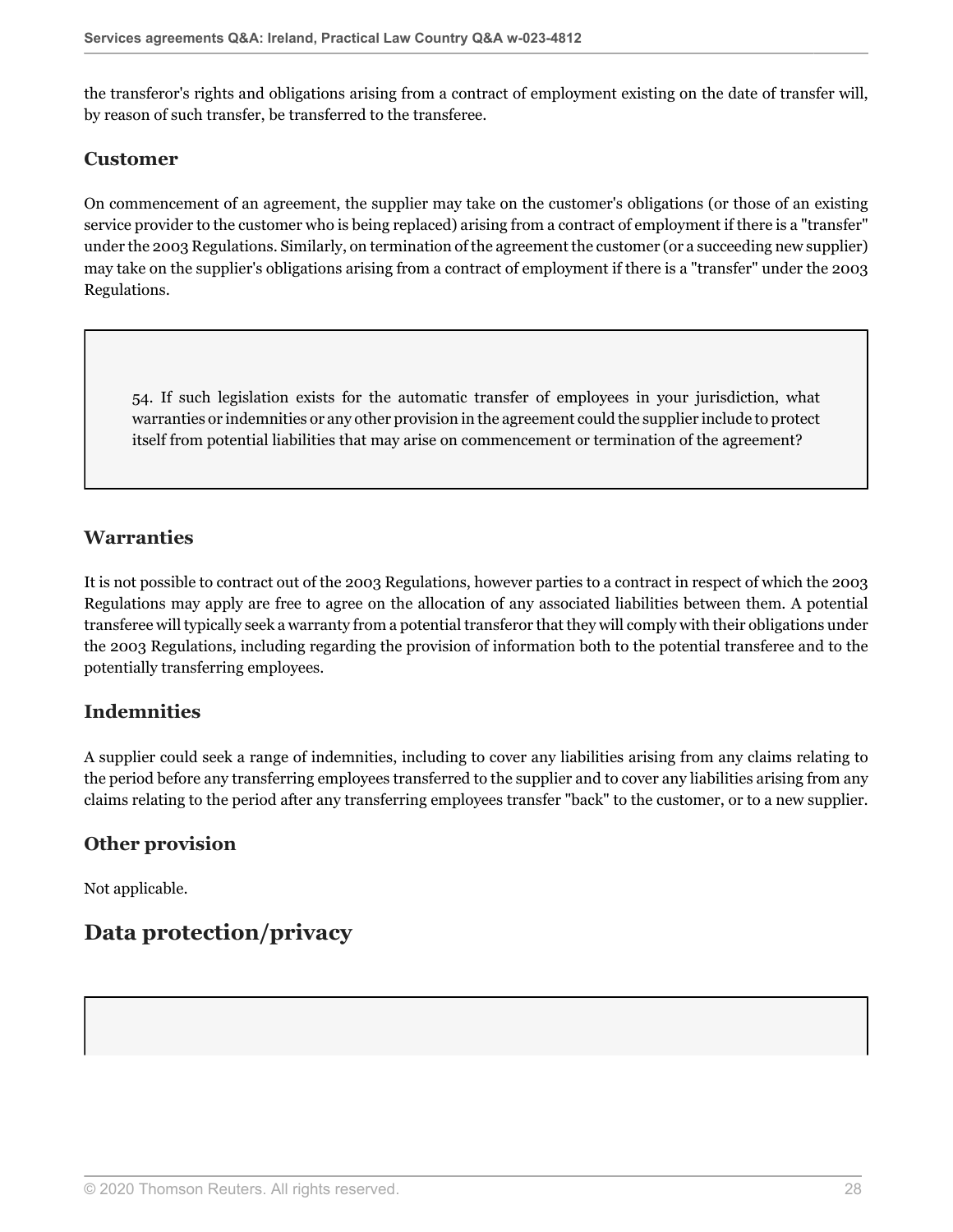the transferor's rights and obligations arising from a contract of employment existing on the date of transfer will, by reason of such transfer, be transferred to the transferee.

### Customer

On commencement of an agreement, the supplier may take on the customer's obligations (or those of an existing service provider to the customer who is being replaced) arising from a contract of employment if there is a "transfer" under the 2003 Regulations. Similarly, on termination of the agreement the customer (or a succeeding new supplier) may take on the supplier's obligations arising from a contract of employment if there is a "transfer" under the 2003 Regulations.

> 54. If such legislation exists for the automatic transfer of employees in your jurisdiction, what warranties or indemnities or any other provision in the agreement could the supplier include to protect itself from potential liabilities that may arise on commencement or termination of the agreement?

### Warranties

It is not possible to contract out of the 2003 Regulations, however parties to a contract in respect of which the 2003 Regulations may apply are free to agree on the allocation of any associated liabilities between them. A potential transferee will typically seek a warranty from a potential transferor that they will comply with their obligations under the 2003 Regulations, including regarding the provision of information both to the potential transferee and to the potentially transferring employees.

### Indemnities

A supplier could seek a range of indemnities, including to cover any liabilities arising from any claims relating to the period before any transferring employees transferred to the supplier and to cover any liabilities arising from any claims relating to the period after any transferring employees transfer "back" to the customer, or to a new supplier.

### Other provision

Not applicable.

## Data protection/privacy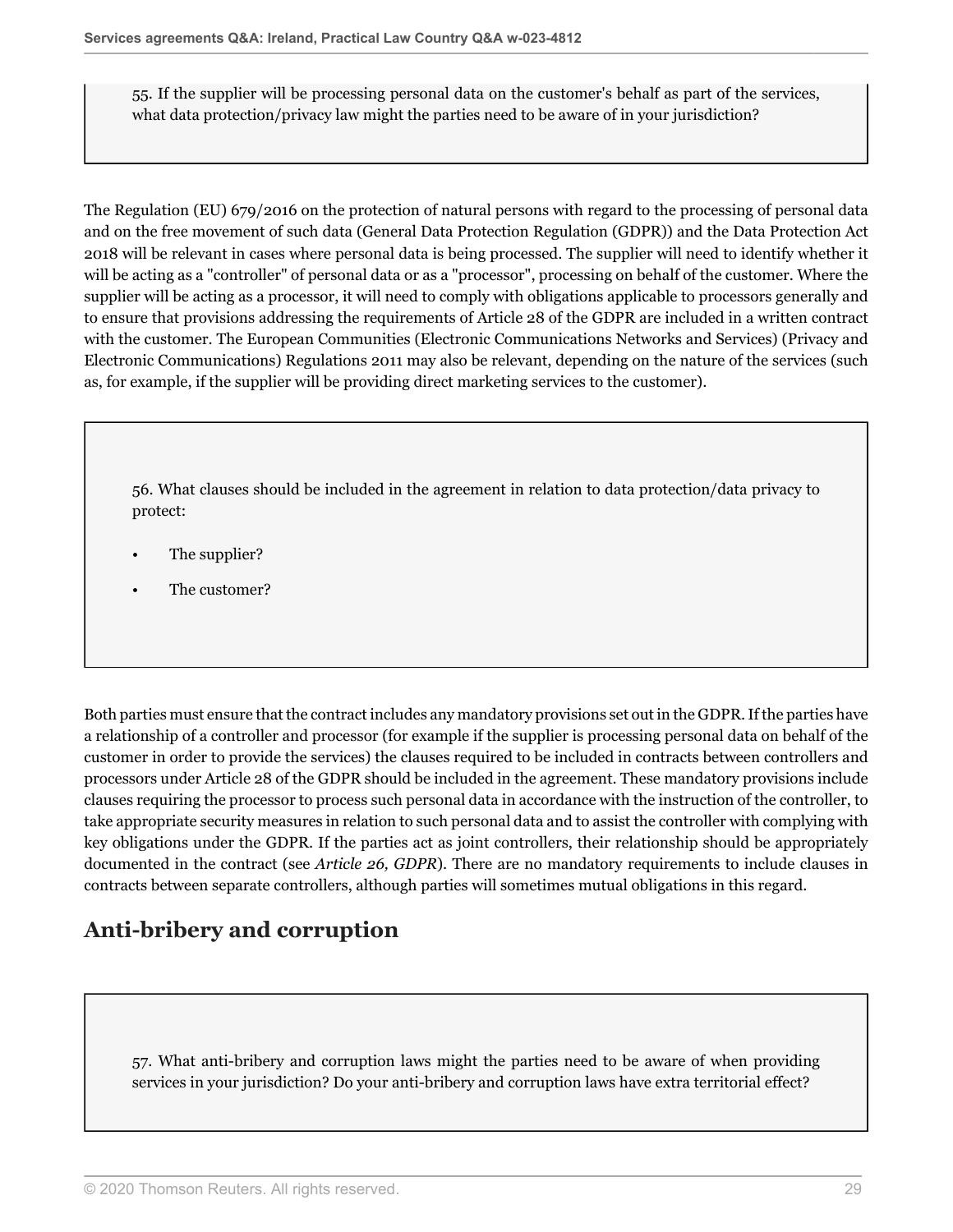55. If the supplier will be processing personal data on the customer's behalf as part of the services, what data protection/privacy law might the parties need to be aware of in your jurisdiction?

The Regulation (EU) 679/2016 on the protection of natural persons with regard to the processing of personal data and on the free movement of such data (General Data Protection Regulation (GDPR)) and the Data Protection Act 2018 will be relevant in cases where personal data is being processed. The supplier will need to identify whether it will be acting as a "controller" of personal data or as a "processor", processing on behalf of the customer. Where the supplier will be acting as a processor, it will need to comply with obligations applicable to processors generally and to ensure that provisions addressing the requirements of Article 28 of the GDPR are included in a written contract with the customer. The European Communities (Electronic Communications Networks and Services) (Privacy and Electronic Communications) Regulations 2011 may also be relevant, depending on the nature of the services (such as, for example, if the supplier will be providing direct marketing services to the customer).

56. What clauses should be included in the agreement in relation to data protection/data privacy to protect:

- The supplier?
- The customer?

Both parties must ensure that the contract includes any mandatory provisions set out in the GDPR. If the parties have a relationship of a controller and processor (for example if the supplier is processing personal data on behalf of the customer in order to provide the services) the clauses required to be included in contracts between controllers and processors under Article 28 of the GDPR should be included in the agreement. These mandatory provisions include clauses requiring the processor to process such personal data in accordance with the instruction of the controller, to take appropriate security measures in relation to such personal data and to assist the controller with complying with key obligations under the GDPR. If the parties act as joint controllers, their relationship should be appropriately documented in the contract (see *Article 26, GDPR*). There are no mandatory requirements to include clauses in contracts between separate controllers, although parties will sometimes mutual obligations in this regard.

## Anti-bribery and corruption

57. What anti-bribery and corruption laws might the parties need to be aware of when providing services in your jurisdiction? Do your anti-bribery and corruption laws have extra territorial effect?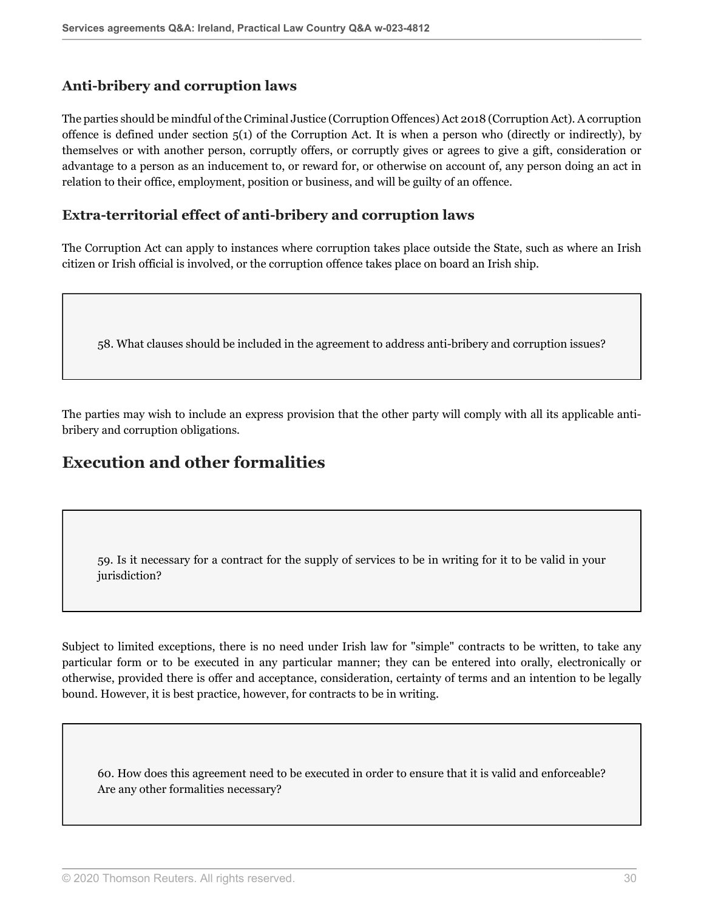### Anti-bribery and corruption laws

The parties should be mindful of the Criminal Justice (Corruption Offences) Act 2018 (Corruption Act). A corruption offence is defined under section 5(1) of the Corruption Act. It is when a person who (directly or indirectly), by themselves or with another person, corruptly offers, or corruptly gives or agrees to give a gift, consideration or advantage to a person as an inducement to, or reward for, or otherwise on account of, any person doing an act in relation to their office, employment, position or business, and will be guilty of an offence.

### Extra-territorial effect of anti-bribery and corruption laws

The Corruption Act can apply to instances where corruption takes place outside the State, such as where an Irish citizen or Irish official is involved, or the corruption offence takes place on board an Irish ship.

58. What clauses should be included in the agreement to address anti-bribery and corruption issues?

The parties may wish to include an express provision that the other party will comply with all its applicable anti-bribery and corruption obligations.

## Execution and other formalities

59. Is it necessary for a contract for the supply of services to be in writing for it to be valid in your jurisdiction?

Subject to limited exceptions, there is no need under Irish law for "simple" contracts to be written, to take any particular form or to be executed in any particular manner; they can be entered into orally, electronically or otherwise, provided there is offer and acceptance, consideration, certainty of terms and an intention to be legally bound. However, it is best practice, however, for contracts to be in writing.

60. How does this agreement need to be executed in order to ensure that it is valid and enforceable? Are any other formalities necessary?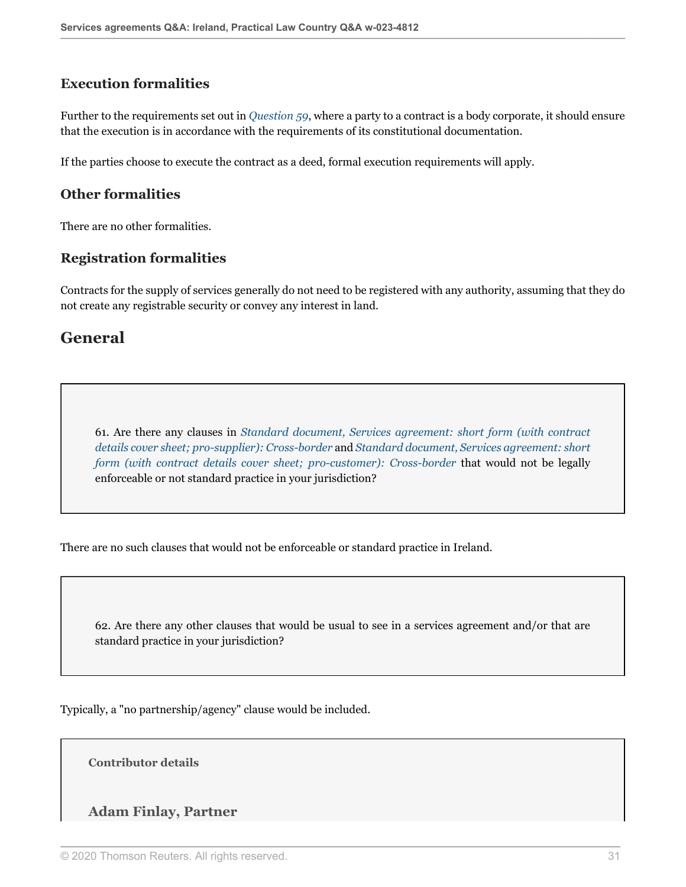### Execution formalities

Further to the requirements set out in *Question 59*, where a party to a contract is a body corporate, it should ensure that the execution is in accordance with the requirements of its constitutional documentation.

If the parties choose to execute the contract as a deed, formal execution requirements will apply.

### Other formalities

There are no other formalities.

### Registration formalities

Contracts for the supply of services generally do not need to be registered with any authority, assuming that they do not create any registrable security or convey any interest in land.

## General

> 61. Are there any clauses in *Standard document, Services agreement: short form (with contract details cover sheet; pro-supplier): Cross-border* and *Standard document, Services agreement: short form (with contract details cover sheet; pro-customer): Cross-border* that would not be legally enforceable or not standard practice in your jurisdiction?

There are no such clauses that would not be enforceable or standard practice in Ireland.

> 62. Are there any other clauses that would be usual to see in a services agreement and/or that are standard practice in your jurisdiction?

Typically, a "no partnership/agency" clause would be included.

**Contributor details**

### Adam Finlay, Partner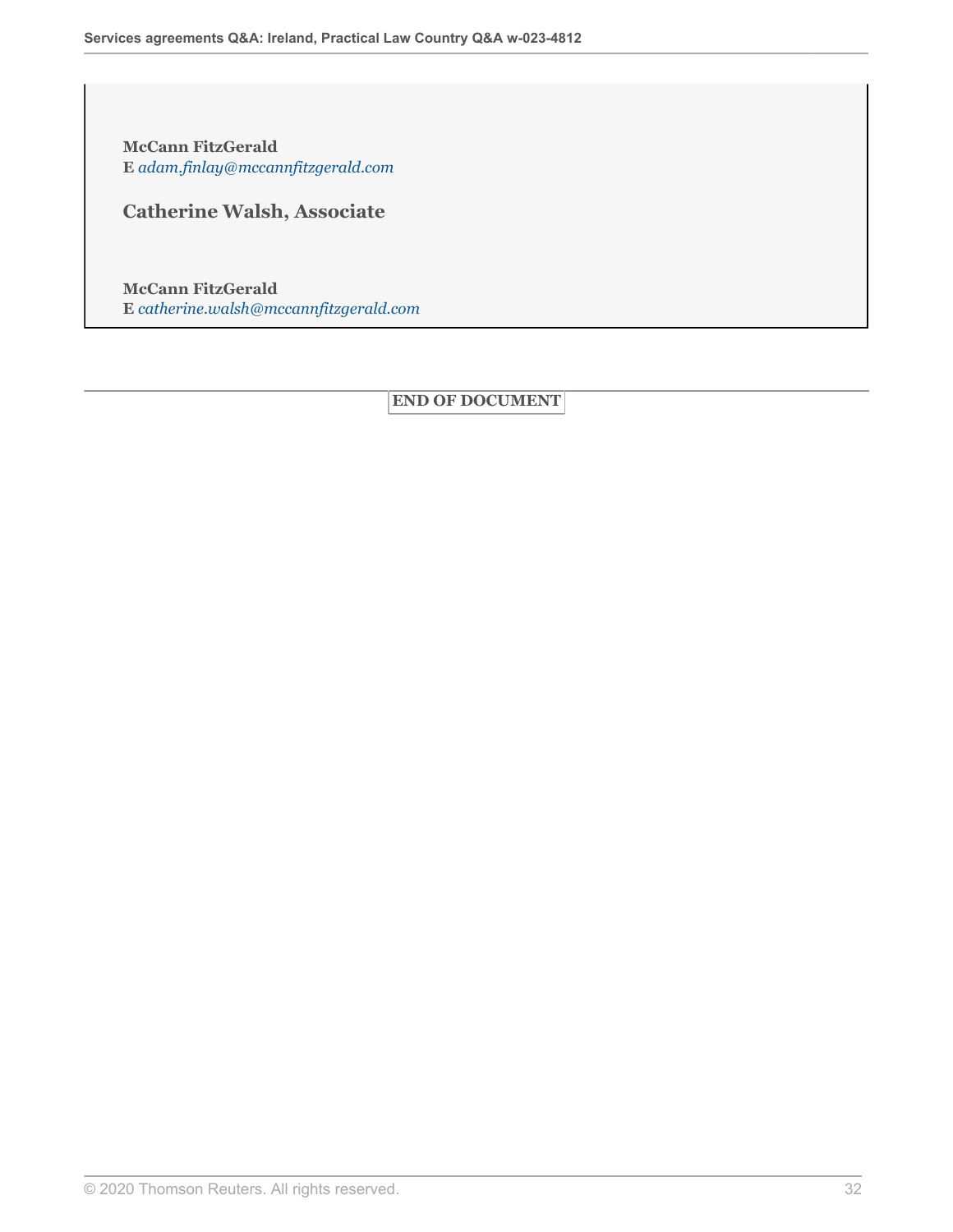**McCann FitzGerald**
**E** *adam.finlay@mccannfitzgerald.com*

### Catherine Walsh, Associate

**McCann FitzGerald**
**E** *catherine.walsh@mccannfitzgerald.com*

**END OF DOCUMENT**